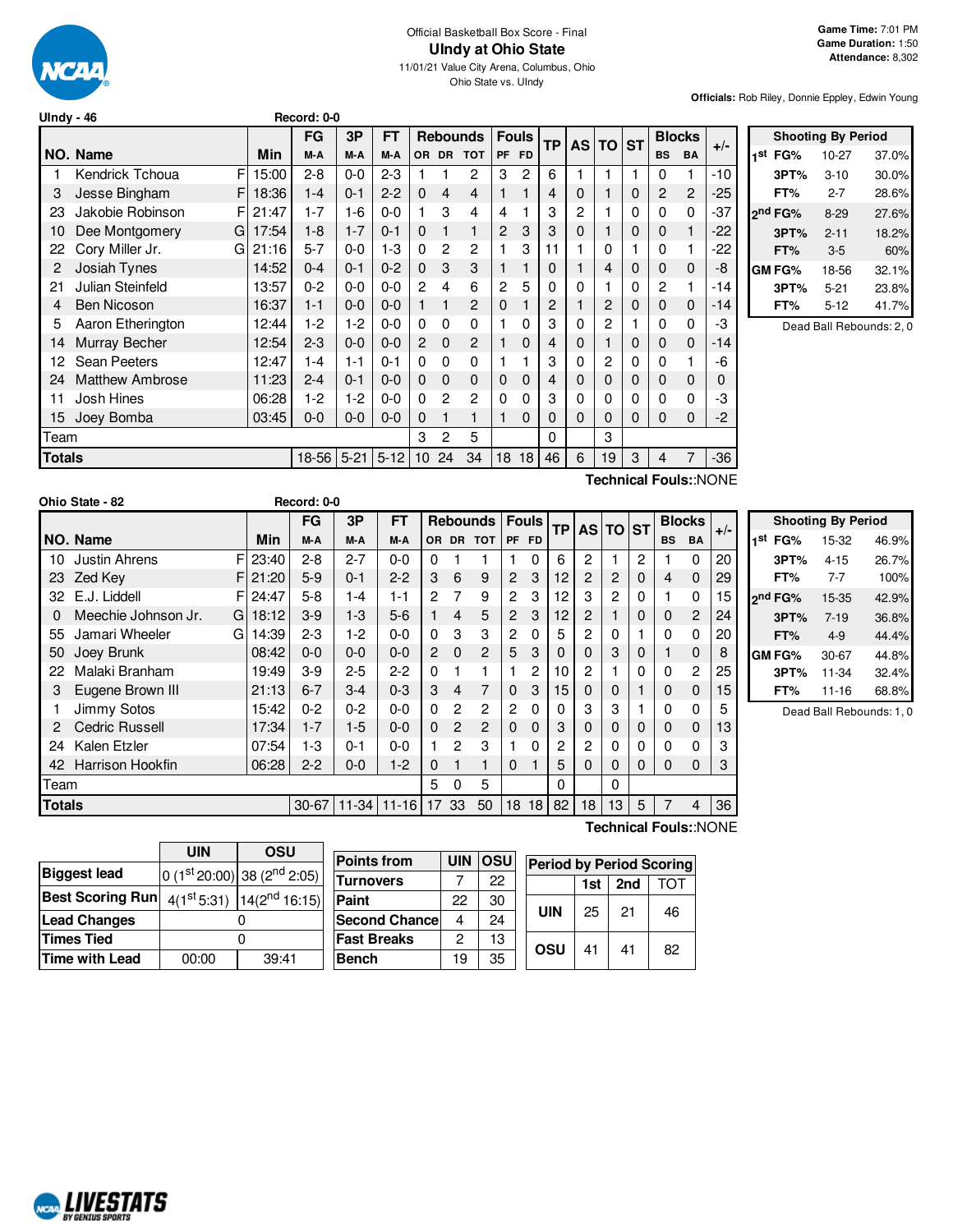Official Basketball Box Score - Final

# UIndy at Ohio State

11/01/21 Value City Arena, Columbus, Ohio
Ohio State vs. UIndy

**Game Time:** 7:01 PM
**Game Duration:** 1:50
**Attendance:** 8,302

**Officials:** Rob Riley, Donnie Eppley, Edwin Young

**UIndy - 46** Record: 0-0

| NO. | Name | | Min | FG M-A | 3P M-A | FT M-A | OR | DR | TOT | PF | FD | TP | AS | TO | ST | BS | BA | +/- |
|---|---|---|---|---|---|---|---|---|---|---|---|---|---|---|---|---|---|---|
| 1 | Kendrick Tchoua | F | 15:00 | 2-8 | 0-0 | 2-3 | 1 | 1 | 2 | 3 | 2 | 6 | 1 | 1 | 1 | 0 | 1 | -10 |
| 3 | Jesse Bingham | F | 18:36 | 1-4 | 0-1 | 2-2 | 0 | 4 | 4 | 1 | 1 | 4 | 0 | 1 | 0 | 2 | 2 | -25 |
| 23 | Jakobie Robinson | F | 21:47 | 1-7 | 1-6 | 0-0 | 1 | 3 | 4 | 4 | 1 | 3 | 2 | 1 | 0 | 0 | 0 | -37 |
| 10 | Dee Montgomery | G | 17:54 | 1-8 | 1-7 | 0-1 | 0 | 1 | 1 | 2 | 3 | 3 | 0 | 1 | 0 | 0 | 1 | -22 |
| 22 | Cory Miller Jr. | G | 21:16 | 5-7 | 0-0 | 1-3 | 0 | 2 | 2 | 1 | 3 | 11 | 1 | 0 | 1 | 0 | 1 | -22 |
| 2 | Josiah Tynes | | 14:52 | 0-4 | 0-1 | 0-2 | 0 | 3 | 3 | 1 | 1 | 0 | 1 | 4 | 0 | 0 | 0 | -8 |
| 21 | Julian Steinfeld | | 13:57 | 0-2 | 0-0 | 0-0 | 2 | 4 | 6 | 2 | 5 | 0 | 0 | 1 | 0 | 2 | 1 | -14 |
| 4 | Ben Nicoson | | 16:37 | 1-1 | 0-0 | 0-0 | 1 | 1 | 2 | 0 | 1 | 2 | 1 | 2 | 0 | 0 | 0 | -14 |
| 5 | Aaron Etherington | | 12:44 | 1-2 | 1-2 | 0-0 | 0 | 0 | 0 | 1 | 0 | 3 | 0 | 2 | 1 | 0 | 0 | -3 |
| 14 | Murray Becher | | 12:54 | 2-3 | 0-0 | 0-0 | 2 | 0 | 2 | 1 | 0 | 4 | 0 | 1 | 0 | 0 | 0 | -14 |
| 12 | Sean Peeters | | 12:47 | 1-4 | 1-1 | 0-1 | 0 | 0 | 0 | 1 | 1 | 3 | 0 | 2 | 0 | 0 | 1 | -6 |
| 24 | Matthew Ambrose | | 11:23 | 2-4 | 0-1 | 0-0 | 0 | 0 | 0 | 0 | 0 | 4 | 0 | 0 | 0 | 0 | 0 | 0 |
| 11 | Josh Hines | | 06:28 | 1-2 | 1-2 | 0-0 | 0 | 2 | 2 | 0 | 0 | 3 | 0 | 0 | 0 | 0 | 0 | -3 |
| 15 | Joey Bomba | | 03:45 | 0-0 | 0-0 | 0-0 | 0 | 1 | 1 | 1 | 0 | 0 | 0 | 0 | 0 | 0 | 0 | -2 |
| | Team | | | | | | 3 | 2 | 5 | | | 0 | | 3 | | | | |
| | **Totals** | | | 18-56 | 5-21 | 5-12 | 10 | 24 | 34 | 18 | 18 | 46 | 6 | 19 | 3 | 4 | 7 | -36 |

Technical Fouls::NONE

| Shooting By Period | | |
|---|---|---|
| 1st FG% | 10-27 | 37.0% |
| 3PT% | 3-10 | 30.0% |
| FT% | 2-7 | 28.6% |
| 2nd FG% | 8-29 | 27.6% |
| 3PT% | 2-11 | 18.2% |
| FT% | 3-5 | 60% |
| GM FG% | 18-56 | 32.1% |
| 3PT% | 5-21 | 23.8% |
| FT% | 5-12 | 41.7% |

Dead Ball Rebounds: 2, 0

**Ohio State - 82** Record: 0-0

| NO. | Name | | Min | FG M-A | 3P M-A | FT M-A | OR | DR | TOT | PF | FD | TP | AS | TO | ST | BS | BA | +/- |
|---|---|---|---|---|---|---|---|---|---|---|---|---|---|---|---|---|---|---|
| 10 | Justin Ahrens | F | 23:40 | 2-8 | 2-7 | 0-0 | 0 | 1 | 1 | 1 | 0 | 6 | 2 | 1 | 2 | 1 | 0 | 20 |
| 23 | Zed Key | F | 21:20 | 5-9 | 0-1 | 2-2 | 3 | 6 | 9 | 2 | 3 | 12 | 2 | 2 | 0 | 4 | 0 | 29 |
| 32 | E.J. Liddell | F | 24:47 | 5-8 | 1-4 | 1-1 | 2 | 7 | 9 | 2 | 3 | 12 | 3 | 2 | 0 | 1 | 0 | 15 |
| 0 | Meechie Johnson Jr. | G | 18:12 | 3-9 | 1-3 | 5-6 | 1 | 4 | 5 | 2 | 3 | 12 | 2 | 1 | 0 | 0 | 2 | 24 |
| 55 | Jamari Wheeler | G | 14:39 | 2-3 | 1-2 | 0-0 | 0 | 3 | 3 | 2 | 0 | 5 | 2 | 0 | 1 | 0 | 0 | 20 |
| 50 | Joey Brunk | | 08:42 | 0-0 | 0-0 | 0-0 | 2 | 0 | 2 | 5 | 3 | 0 | 0 | 3 | 0 | 1 | 0 | 8 |
| 22 | Malaki Branham | | 19:49 | 3-9 | 2-5 | 2-2 | 0 | 1 | 1 | 1 | 2 | 10 | 2 | 1 | 0 | 0 | 2 | 25 |
| 3 | Eugene Brown III | | 21:13 | 6-7 | 3-4 | 0-3 | 3 | 4 | 7 | 0 | 3 | 15 | 0 | 0 | 1 | 0 | 0 | 15 |
| 1 | Jimmy Sotos | | 15:42 | 0-2 | 0-2 | 0-0 | 0 | 2 | 2 | 2 | 0 | 0 | 3 | 3 | 1 | 0 | 0 | 5 |
| 2 | Cedric Russell | | 17:34 | 1-7 | 1-5 | 0-0 | 0 | 2 | 2 | 0 | 0 | 3 | 0 | 0 | 0 | 0 | 0 | 13 |
| 24 | Kalen Etzler | | 07:54 | 1-3 | 0-1 | 0-0 | 1 | 2 | 3 | 1 | 0 | 2 | 2 | 0 | 0 | 0 | 0 | 3 |
| 42 | Harrison Hookfin | | 06:28 | 2-2 | 0-0 | 1-2 | 0 | 1 | 1 | 0 | 1 | 5 | 0 | 0 | 0 | 0 | 0 | 3 |
| | Team | | | | | | 5 | 0 | 5 | | | 0 | | 0 | | | | |
| | **Totals** | | | 30-67 | 11-34 | 11-16 | 17 | 33 | 50 | 18 | 18 | 82 | 18 | 13 | 5 | 7 | 4 | 36 |

Technical Fouls::NONE

| Shooting By Period | | |
|---|---|---|
| 1st FG% | 15-32 | 46.9% |
| 3PT% | 4-15 | 26.7% |
| FT% | 7-7 | 100% |
| 2nd FG% | 15-35 | 42.9% |
| 3PT% | 7-19 | 36.8% |
| FT% | 4-9 | 44.4% |
| GM FG% | 30-67 | 44.8% |
| 3PT% | 11-34 | 32.4% |
| FT% | 11-16 | 68.8% |

Dead Ball Rebounds: 1, 0

| | UIN | OSU |
|---|---|---|
| Biggest lead | 0 (1st 20:00) | 38 (2nd 2:05) |
| Best Scoring Run | 4(1st 5:31) | 14(2nd 16:15) |
| Lead Changes | 0 | |
| Times Tied | 0 | |
| Time with Lead | 00:00 | 39:41 |

| Points from | UIN | OSU |
|---|---|---|
| Turnovers | 7 | 22 |
| Paint | 22 | 30 |
| Second Chance | 4 | 24 |
| Fast Breaks | 2 | 13 |
| Bench | 19 | 35 |

| Period by Period Scoring | 1st | 2nd | TOT |
|---|---|---|---|
| UIN | 25 | 21 | 46 |
| OSU | 41 | 41 | 82 |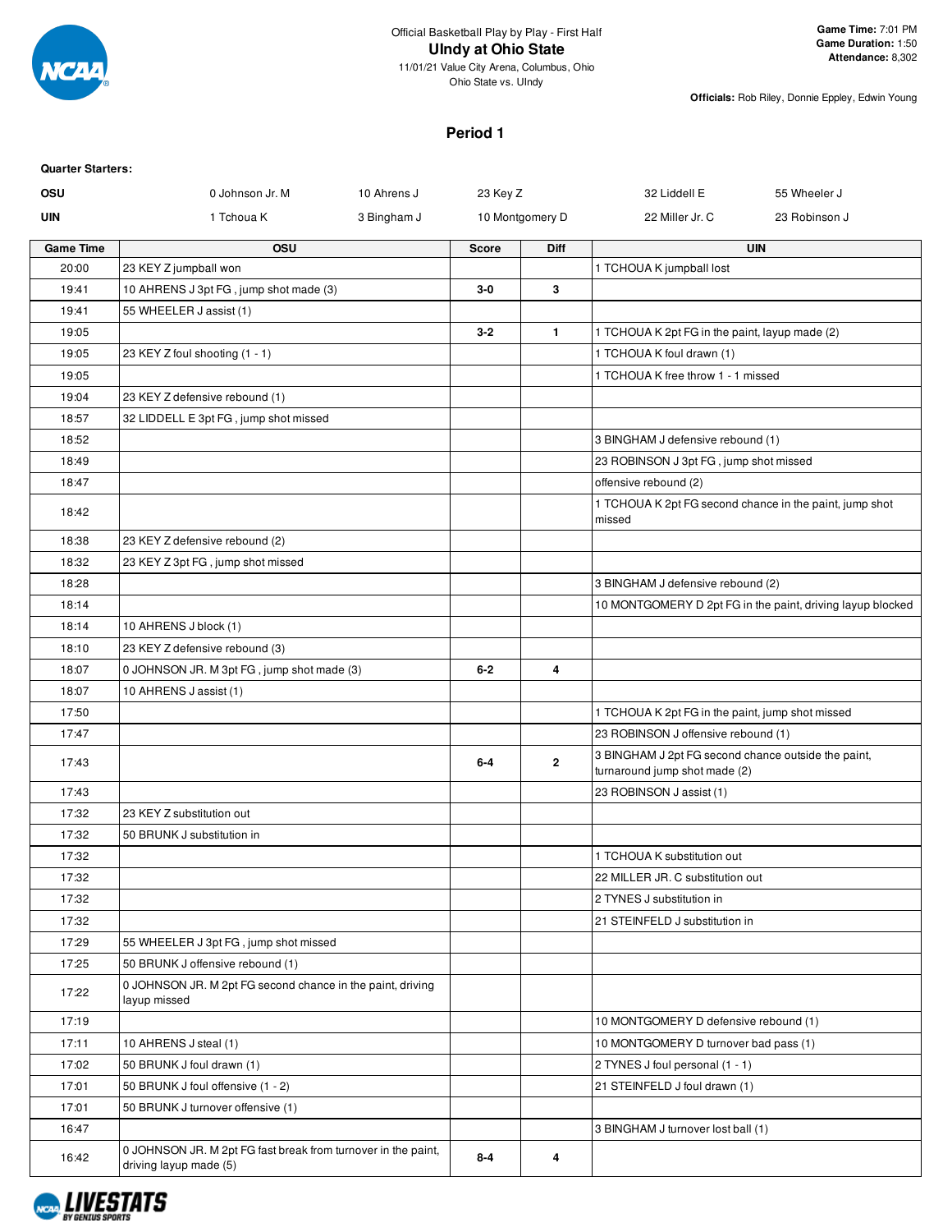Official Basketball Play by Play - First Half

# UIndy at Ohio State

11/01/21 Value City Arena, Columbus, Ohio
Ohio State vs. UIndy

**Game Time:** 7:01 PM
**Game Duration:** 1:50
**Attendance:** 8,302

**Officials:** Rob Riley, Donnie Eppley, Edwin Young

## Period 1

**Quarter Starters:**

| | | | | | |
|---|---|---|---|---|---|
| **OSU** | 0 Johnson Jr. M | 10 Ahrens J | 23 Key Z | 32 Liddell E | 55 Wheeler J |
| **UIN** | 1 Tchoua K | 3 Bingham J | 10 Montgomery D | 22 Miller Jr. C | 23 Robinson J |

| Game Time | OSU | Score | Diff | UIN |
|---|---|---|---|---|
| 20:00 | 23 KEY Z jumpball won | | | 1 TCHOUA K jumpball lost |
| 19:41 | 10 AHRENS J 3pt FG , jump shot made (3) | 3-0 | 3 | |
| 19:41 | 55 WHEELER J assist (1) | | | |
| 19:05 | | 3-2 | 1 | 1 TCHOUA K 2pt FG in the paint, layup made (2) |
| 19:05 | 23 KEY Z foul shooting (1 - 1) | | | 1 TCHOUA K foul drawn (1) |
| 19:05 | | | | 1 TCHOUA K free throw 1 - 1 missed |
| 19:04 | 23 KEY Z defensive rebound (1) | | | |
| 18:57 | 32 LIDDELL E 3pt FG , jump shot missed | | | |
| 18:52 | | | | 3 BINGHAM J defensive rebound (1) |
| 18:49 | | | | 23 ROBINSON J 3pt FG , jump shot missed |
| 18:47 | | | | offensive rebound (2) |
| 18:42 | | | | 1 TCHOUA K 2pt FG second chance in the paint, jump shot missed |
| 18:38 | 23 KEY Z defensive rebound (2) | | | |
| 18:32 | 23 KEY Z 3pt FG , jump shot missed | | | |
| 18:28 | | | | 3 BINGHAM J defensive rebound (2) |
| 18:14 | | | | 10 MONTGOMERY D 2pt FG in the paint, driving layup blocked |
| 18:14 | 10 AHRENS J block (1) | | | |
| 18:10 | 23 KEY Z defensive rebound (3) | | | |
| 18:07 | 0 JOHNSON JR. M 3pt FG , jump shot made (3) | 6-2 | 4 | |
| 18:07 | 10 AHRENS J assist (1) | | | |
| 17:50 | | | | 1 TCHOUA K 2pt FG in the paint, jump shot missed |
| 17:47 | | | | 23 ROBINSON J offensive rebound (1) |
| 17:43 | | 6-4 | 2 | 3 BINGHAM J 2pt FG second chance outside the paint, turnaround jump shot made (2) |
| 17:43 | | | | 23 ROBINSON J assist (1) |
| 17:32 | 23 KEY Z substitution out | | | |
| 17:32 | 50 BRUNK J substitution in | | | |
| 17:32 | | | | 1 TCHOUA K substitution out |
| 17:32 | | | | 22 MILLER JR. C substitution out |
| 17:32 | | | | 2 TYNES J substitution in |
| 17:32 | | | | 21 STEINFELD J substitution in |
| 17:29 | 55 WHEELER J 3pt FG , jump shot missed | | | |
| 17:25 | 50 BRUNK J offensive rebound (1) | | | |
| 17:22 | 0 JOHNSON JR. M 2pt FG second chance in the paint, driving layup missed | | | |
| 17:19 | | | | 10 MONTGOMERY D defensive rebound (1) |
| 17:11 | 10 AHRENS J steal (1) | | | 10 MONTGOMERY D turnover bad pass (1) |
| 17:02 | 50 BRUNK J foul drawn (1) | | | 2 TYNES J foul personal (1 - 1) |
| 17:01 | 50 BRUNK J foul offensive (1 - 2) | | | 21 STEINFELD J foul drawn (1) |
| 17:01 | 50 BRUNK J turnover offensive (1) | | | |
| 16:47 | | | | 3 BINGHAM J turnover lost ball (1) |
| 16:42 | 0 JOHNSON JR. M 2pt FG fast break from turnover in the paint, driving layup made (5) | 8-4 | 4 | |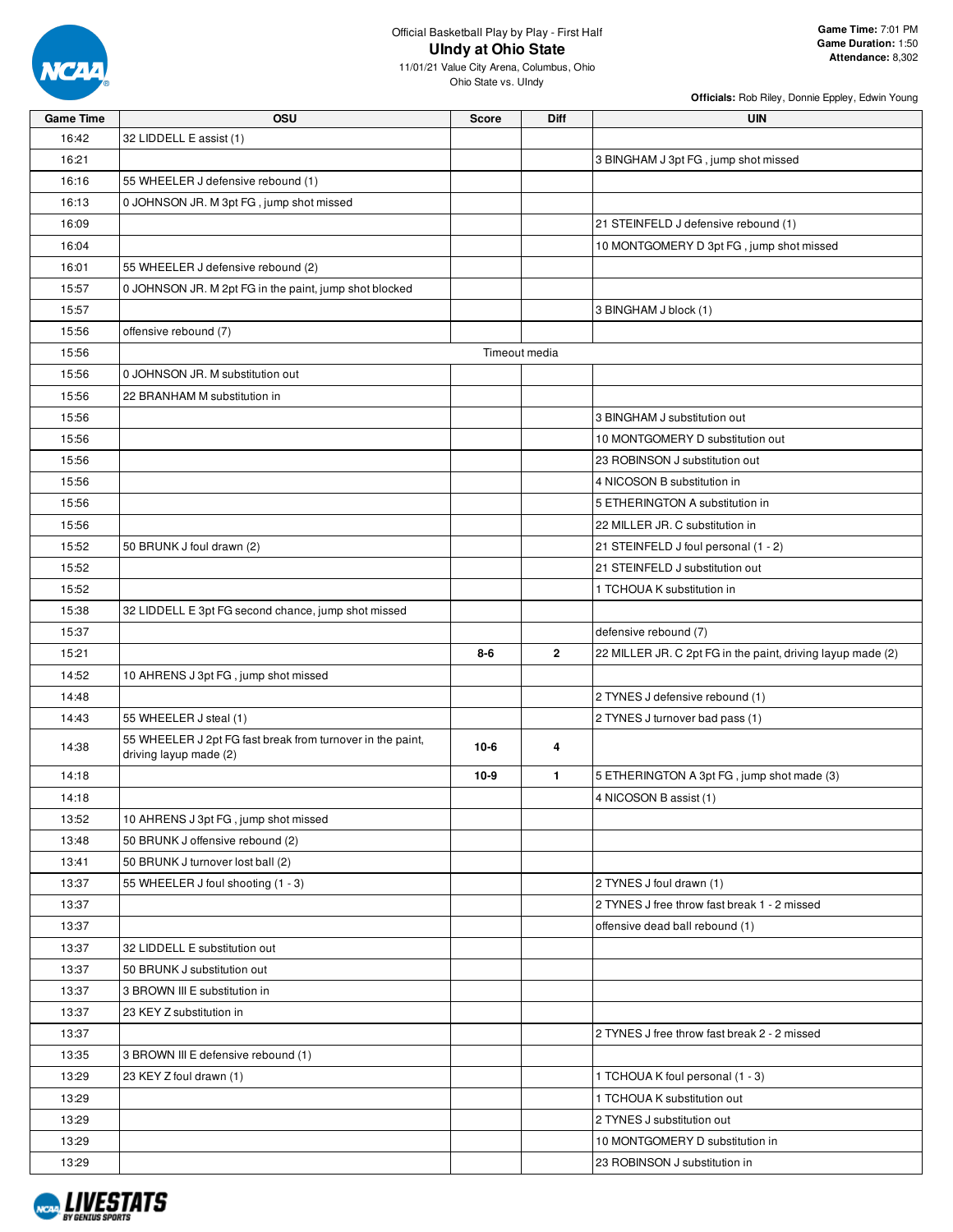Official Basketball Play by Play - First Half

# UIndy at Ohio State

11/01/21 Value City Arena, Columbus, Ohio

Ohio State vs. UIndy

**Game Time:** 7:01 PM
**Game Duration:** 1:50
**Attendance:** 8,302

**Officials:** Rob Riley, Donnie Eppley, Edwin Young

| Game Time | OSU | Score | Diff | UIN |
|---|---|---|---|---|
| 16:42 | 32 LIDDELL E assist (1) | | | |
| 16:21 | | | | 3 BINGHAM J 3pt FG , jump shot missed |
| 16:16 | 55 WHEELER J defensive rebound (1) | | | |
| 16:13 | 0 JOHNSON JR. M 3pt FG , jump shot missed | | | |
| 16:09 | | | | 21 STEINFELD J defensive rebound (1) |
| 16:04 | | | | 10 MONTGOMERY D 3pt FG , jump shot missed |
| 16:01 | 55 WHEELER J defensive rebound (2) | | | |
| 15:57 | 0 JOHNSON JR. M 2pt FG in the paint, jump shot blocked | | | |
| 15:57 | | | | 3 BINGHAM J block (1) |
| 15:56 | offensive rebound (7) | | | |
| 15:56 | Timeout media | | | |
| 15:56 | 0 JOHNSON JR. M substitution out | | | |
| 15:56 | 22 BRANHAM M substitution in | | | |
| 15:56 | | | | 3 BINGHAM J substitution out |
| 15:56 | | | | 10 MONTGOMERY D substitution out |
| 15:56 | | | | 23 ROBINSON J substitution out |
| 15:56 | | | | 4 NICOSON B substitution in |
| 15:56 | | | | 5 ETHERINGTON A substitution in |
| 15:56 | | | | 22 MILLER JR. C substitution in |
| 15:52 | 50 BRUNK J foul drawn (2) | | | 21 STEINFELD J foul personal (1 - 2) |
| 15:52 | | | | 21 STEINFELD J substitution out |
| 15:52 | | | | 1 TCHOUA K substitution in |
| 15:38 | 32 LIDDELL E 3pt FG second chance, jump shot missed | | | |
| 15:37 | | | | defensive rebound (7) |
| 15:21 | | 8-6 | 2 | 22 MILLER JR. C 2pt FG in the paint, driving layup made (2) |
| 14:52 | 10 AHRENS J 3pt FG , jump shot missed | | | |
| 14:48 | | | | 2 TYNES J defensive rebound (1) |
| 14:43 | 55 WHEELER J steal (1) | | | 2 TYNES J turnover bad pass (1) |
| 14:38 | 55 WHEELER J 2pt FG fast break from turnover in the paint, driving layup made (2) | 10-6 | 4 | |
| 14:18 | | 10-9 | 1 | 5 ETHERINGTON A 3pt FG , jump shot made (3) |
| 14:18 | | | | 4 NICOSON B assist (1) |
| 13:52 | 10 AHRENS J 3pt FG , jump shot missed | | | |
| 13:48 | 50 BRUNK J offensive rebound (2) | | | |
| 13:41 | 50 BRUNK J turnover lost ball (2) | | | |
| 13:37 | 55 WHEELER J foul shooting (1 - 3) | | | 2 TYNES J foul drawn (1) |
| 13:37 | | | | 2 TYNES J free throw fast break 1 - 2 missed |
| 13:37 | | | | offensive dead ball rebound (1) |
| 13:37 | 32 LIDDELL E substitution out | | | |
| 13:37 | 50 BRUNK J substitution out | | | |
| 13:37 | 3 BROWN III E substitution in | | | |
| 13:37 | 23 KEY Z substitution in | | | |
| 13:37 | | | | 2 TYNES J free throw fast break 2 - 2 missed |
| 13:35 | 3 BROWN III E defensive rebound (1) | | | |
| 13:29 | 23 KEY Z foul drawn (1) | | | 1 TCHOUA K foul personal (1 - 3) |
| 13:29 | | | | 1 TCHOUA K substitution out |
| 13:29 | | | | 2 TYNES J substitution out |
| 13:29 | | | | 10 MONTGOMERY D substitution in |
| 13:29 | | | | 23 ROBINSON J substitution in |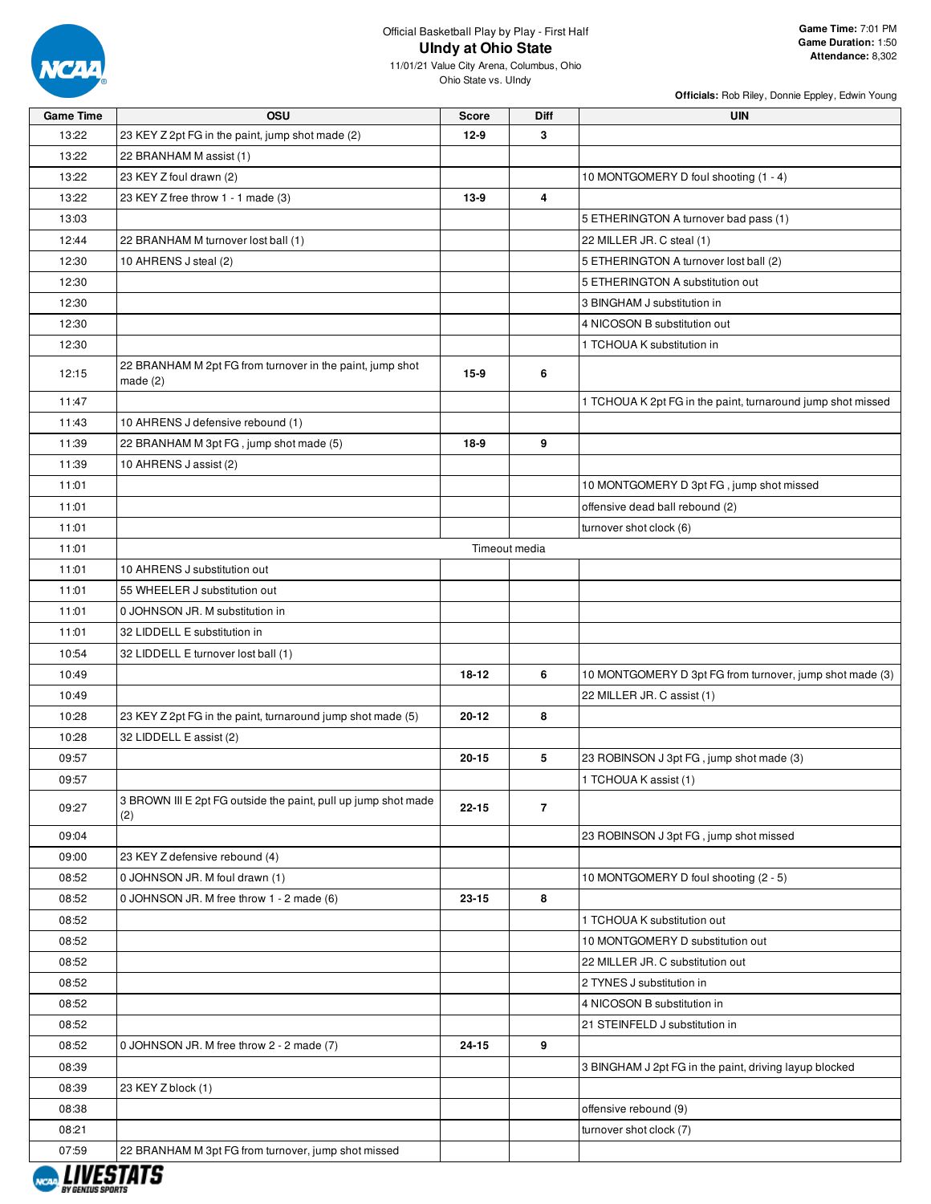Official Basketball Play by Play - First Half

# UIndy at Ohio State

11/01/21 Value City Arena, Columbus, Ohio

Ohio State vs. UIndy

**Game Time:** 7:01 PM
**Game Duration:** 1:50
**Attendance:** 8,302

**Officials:** Rob Riley, Donnie Eppley, Edwin Young

| Game Time | OSU | Score | Diff | UIN |
|---|---|---|---|---|
| 13:22 | 23 KEY Z 2pt FG in the paint, jump shot made (2) | 12-9 | 3 | |
| 13:22 | 22 BRANHAM M assist (1) | | | |
| 13:22 | 23 KEY Z foul drawn (2) | | | 10 MONTGOMERY D foul shooting (1 - 4) |
| 13:22 | 23 KEY Z free throw 1 - 1 made (3) | 13-9 | 4 | |
| 13:03 | | | | 5 ETHERINGTON A turnover bad pass (1) |
| 12:44 | 22 BRANHAM M turnover lost ball (1) | | | 22 MILLER JR. C steal (1) |
| 12:30 | 10 AHRENS J steal (2) | | | 5 ETHERINGTON A turnover lost ball (2) |
| 12:30 | | | | 5 ETHERINGTON A substitution out |
| 12:30 | | | | 3 BINGHAM J substitution in |
| 12:30 | | | | 4 NICOSON B substitution out |
| 12:30 | | | | 1 TCHOUA K substitution in |
| 12:15 | 22 BRANHAM M 2pt FG from turnover in the paint, jump shot made (2) | 15-9 | 6 | |
| 11:47 | | | | 1 TCHOUA K 2pt FG in the paint, turnaround jump shot missed |
| 11:43 | 10 AHRENS J defensive rebound (1) | | | |
| 11:39 | 22 BRANHAM M 3pt FG , jump shot made (5) | 18-9 | 9 | |
| 11:39 | 10 AHRENS J assist (2) | | | |
| 11:01 | | | | 10 MONTGOMERY D 3pt FG , jump shot missed |
| 11:01 | | | | offensive dead ball rebound (2) |
| 11:01 | | | | turnover shot clock (6) |
| 11:01 | Timeout media | | | |
| 11:01 | 10 AHRENS J substitution out | | | |
| 11:01 | 55 WHEELER J substitution out | | | |
| 11:01 | 0 JOHNSON JR. M substitution in | | | |
| 11:01 | 32 LIDDELL E substitution in | | | |
| 10:54 | 32 LIDDELL E turnover lost ball (1) | | | |
| 10:49 | | 18-12 | 6 | 10 MONTGOMERY D 3pt FG from turnover, jump shot made (3) |
| 10:49 | | | | 22 MILLER JR. C assist (1) |
| 10:28 | 23 KEY Z 2pt FG in the paint, turnaround jump shot made (5) | 20-12 | 8 | |
| 10:28 | 32 LIDDELL E assist (2) | | | |
| 09:57 | | 20-15 | 5 | 23 ROBINSON J 3pt FG , jump shot made (3) |
| 09:57 | | | | 1 TCHOUA K assist (1) |
| 09:27 | 3 BROWN III E 2pt FG outside the paint, pull up jump shot made (2) | 22-15 | 7 | |
| 09:04 | | | | 23 ROBINSON J 3pt FG , jump shot missed |
| 09:00 | 23 KEY Z defensive rebound (4) | | | |
| 08:52 | 0 JOHNSON JR. M foul drawn (1) | | | 10 MONTGOMERY D foul shooting (2 - 5) |
| 08:52 | 0 JOHNSON JR. M free throw 1 - 2 made (6) | 23-15 | 8 | |
| 08:52 | | | | 1 TCHOUA K substitution out |
| 08:52 | | | | 10 MONTGOMERY D substitution out |
| 08:52 | | | | 22 MILLER JR. C substitution out |
| 08:52 | | | | 2 TYNES J substitution in |
| 08:52 | | | | 4 NICOSON B substitution in |
| 08:52 | | | | 21 STEINFELD J substitution in |
| 08:52 | 0 JOHNSON JR. M free throw 2 - 2 made (7) | 24-15 | 9 | |
| 08:39 | | | | 3 BINGHAM J 2pt FG in the paint, driving layup blocked |
| 08:39 | 23 KEY Z block (1) | | | |
| 08:38 | | | | offensive rebound (9) |
| 08:21 | | | | turnover shot clock (7) |
| 07:59 | 22 BRANHAM M 3pt FG from turnover, jump shot missed | | | |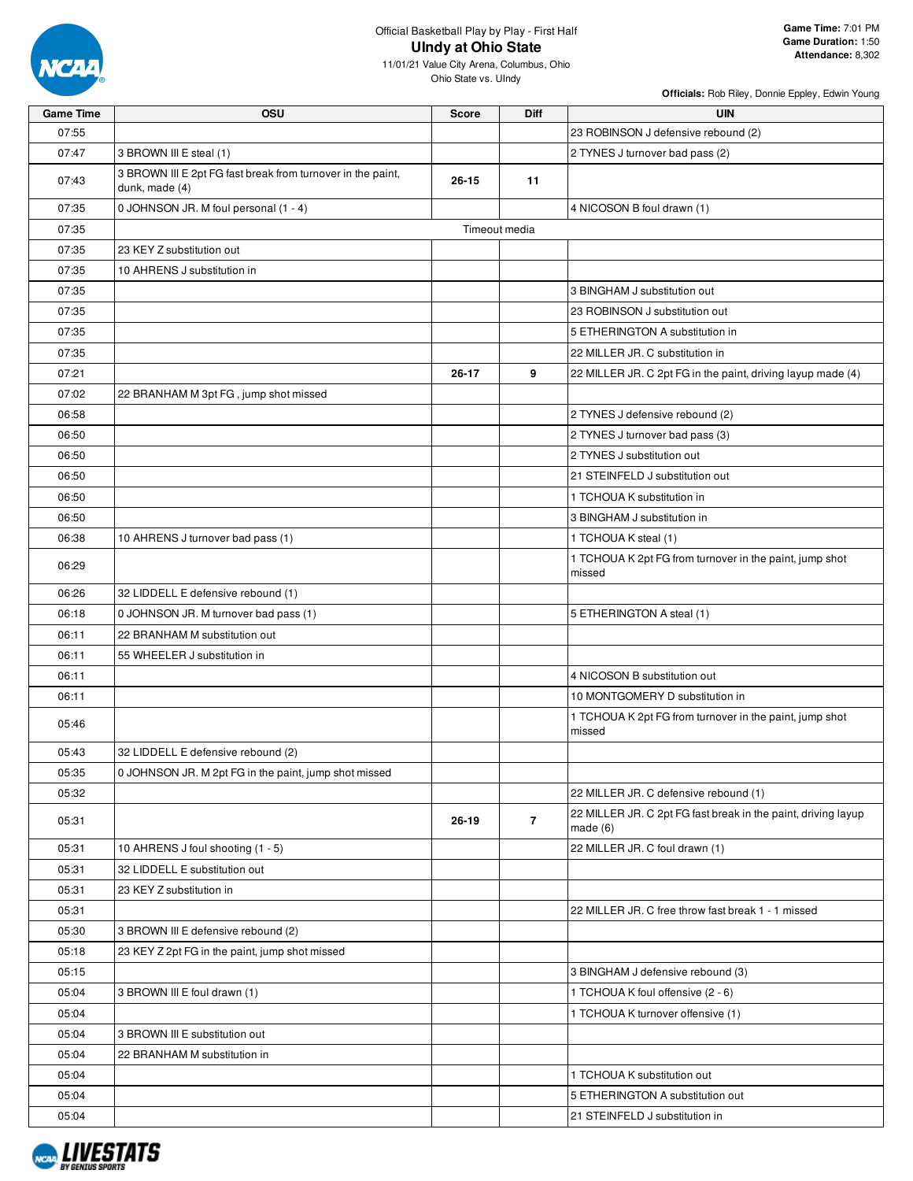Official Basketball Play by Play - First Half

# UIndy at Ohio State

11/01/21 Value City Arena, Columbus, Ohio
Ohio State vs. UIndy

**Game Time:** 7:01 PM
**Game Duration:** 1:50
**Attendance:** 8,302

**Officials:** Rob Riley, Donnie Eppley, Edwin Young

| Game Time | OSU | Score | Diff | UIN |
|---|---|---|---|---|
| 07:55 | | | | 23 ROBINSON J defensive rebound (2) |
| 07:47 | 3 BROWN III E steal (1) | | | 2 TYNES J turnover bad pass (2) |
| 07:43 | 3 BROWN III E 2pt FG fast break from turnover in the paint, dunk, made (4) | 26-15 | 11 | |
| 07:35 | 0 JOHNSON JR. M foul personal (1 - 4) | | | 4 NICOSON B foul drawn (1) |
| 07:35 | | Timeout media | | |
| 07:35 | 23 KEY Z substitution out | | | |
| 07:35 | 10 AHRENS J substitution in | | | |
| 07:35 | | | | 3 BINGHAM J substitution out |
| 07:35 | | | | 23 ROBINSON J substitution out |
| 07:35 | | | | 5 ETHERINGTON A substitution in |
| 07:35 | | | | 22 MILLER JR. C substitution in |
| 07:21 | | 26-17 | 9 | 22 MILLER JR. C 2pt FG in the paint, driving layup made (4) |
| 07:02 | 22 BRANHAM M 3pt FG , jump shot missed | | | |
| 06:58 | | | | 2 TYNES J defensive rebound (2) |
| 06:50 | | | | 2 TYNES J turnover bad pass (3) |
| 06:50 | | | | 2 TYNES J substitution out |
| 06:50 | | | | 21 STEINFELD J substitution out |
| 06:50 | | | | 1 TCHOUA K substitution in |
| 06:50 | | | | 3 BINGHAM J substitution in |
| 06:38 | 10 AHRENS J turnover bad pass (1) | | | 1 TCHOUA K steal (1) |
| 06:29 | | | | 1 TCHOUA K 2pt FG from turnover in the paint, jump shot missed |
| 06:26 | 32 LIDDELL E defensive rebound (1) | | | |
| 06:18 | 0 JOHNSON JR. M turnover bad pass (1) | | | 5 ETHERINGTON A steal (1) |
| 06:11 | 22 BRANHAM M substitution out | | | |
| 06:11 | 55 WHEELER J substitution in | | | |
| 06:11 | | | | 4 NICOSON B substitution out |
| 06:11 | | | | 10 MONTGOMERY D substitution in |
| 05:46 | | | | 1 TCHOUA K 2pt FG from turnover in the paint, jump shot missed |
| 05:43 | 32 LIDDELL E defensive rebound (2) | | | |
| 05:35 | 0 JOHNSON JR. M 2pt FG in the paint, jump shot missed | | | |
| 05:32 | | | | 22 MILLER JR. C defensive rebound (1) |
| 05:31 | | 26-19 | 7 | 22 MILLER JR. C 2pt FG fast break in the paint, driving layup made (6) |
| 05:31 | 10 AHRENS J foul shooting (1 - 5) | | | 22 MILLER JR. C foul drawn (1) |
| 05:31 | 32 LIDDELL E substitution out | | | |
| 05:31 | 23 KEY Z substitution in | | | |
| 05:31 | | | | 22 MILLER JR. C free throw fast break 1 - 1 missed |
| 05:30 | 3 BROWN III E defensive rebound (2) | | | |
| 05:18 | 23 KEY Z 2pt FG in the paint, jump shot missed | | | |
| 05:15 | | | | 3 BINGHAM J defensive rebound (3) |
| 05:04 | 3 BROWN III E foul drawn (1) | | | 1 TCHOUA K foul offensive (2 - 6) |
| 05:04 | | | | 1 TCHOUA K turnover offensive (1) |
| 05:04 | 3 BROWN III E substitution out | | | |
| 05:04 | 22 BRANHAM M substitution in | | | |
| 05:04 | | | | 1 TCHOUA K substitution out |
| 05:04 | | | | 5 ETHERINGTON A substitution out |
| 05:04 | | | | 21 STEINFELD J substitution in |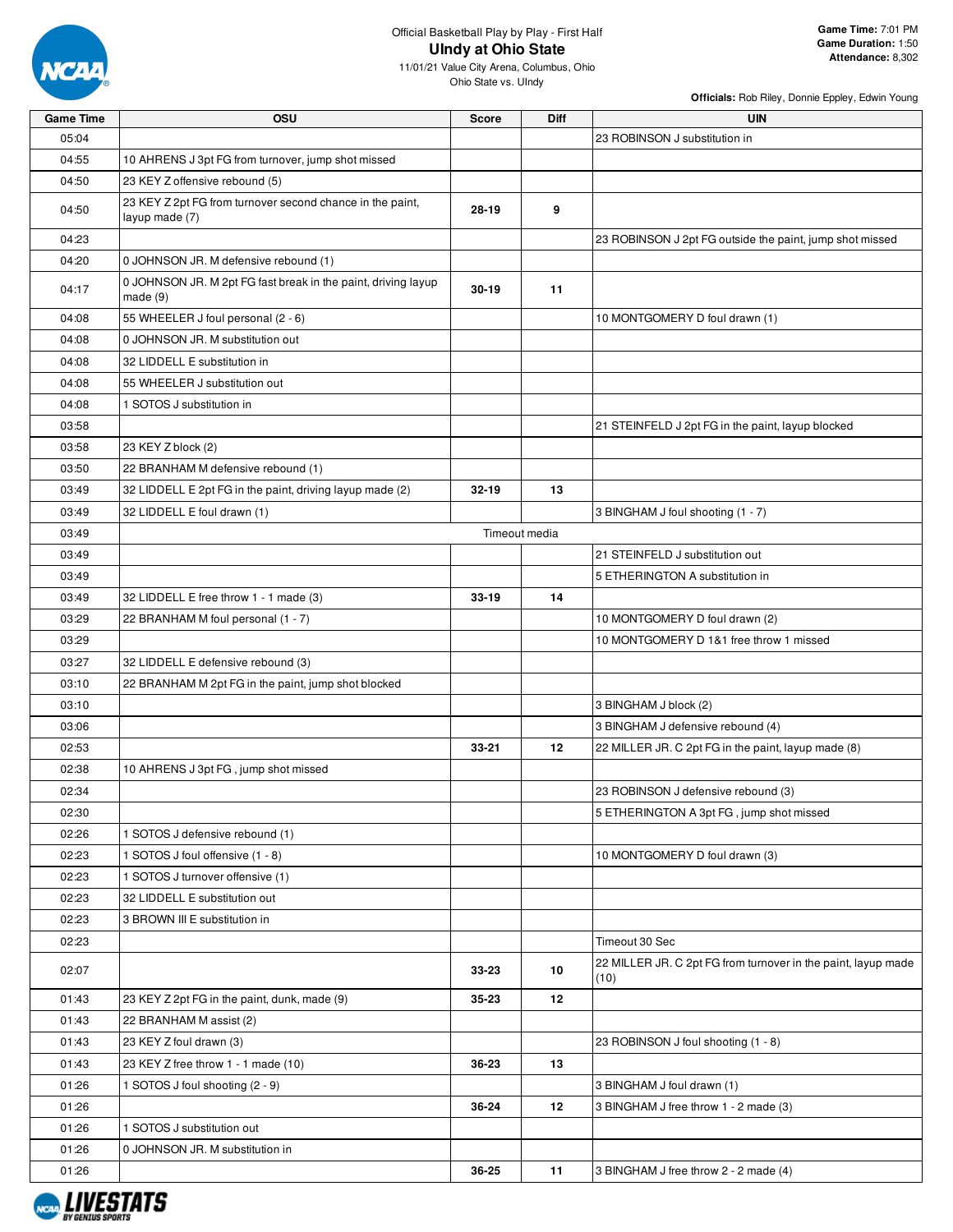Official Basketball Play by Play - First Half

**UIndy at Ohio State**

11/01/21 Value City Arena, Columbus, Ohio

Ohio State vs. UIndy

**Game Time:** 7:01 PM
**Game Duration:** 1:50
**Attendance:** 8,302

**Officials:** Rob Riley, Donnie Eppley, Edwin Young

| Game Time | OSU | Score | Diff | UIN |
|---|---|---|---|---|
| 05:04 | | | | 23 ROBINSON J substitution in |
| 04:55 | 10 AHRENS J 3pt FG from turnover, jump shot missed | | | |
| 04:50 | 23 KEY Z offensive rebound (5) | | | |
| 04:50 | 23 KEY Z 2pt FG from turnover second chance in the paint, layup made (7) | 28-19 | 9 | |
| 04:23 | | | | 23 ROBINSON J 2pt FG outside the paint, jump shot missed |
| 04:20 | 0 JOHNSON JR. M defensive rebound (1) | | | |
| 04:17 | 0 JOHNSON JR. M 2pt FG fast break in the paint, driving layup made (9) | 30-19 | 11 | |
| 04:08 | 55 WHEELER J foul personal (2 - 6) | | | 10 MONTGOMERY D foul drawn (1) |
| 04:08 | 0 JOHNSON JR. M substitution out | | | |
| 04:08 | 32 LIDDELL E substitution in | | | |
| 04:08 | 55 WHEELER J substitution out | | | |
| 04:08 | 1 SOTOS J substitution in | | | |
| 03:58 | | | | 21 STEINFELD J 2pt FG in the paint, layup blocked |
| 03:58 | 23 KEY Z block (2) | | | |
| 03:50 | 22 BRANHAM M defensive rebound (1) | | | |
| 03:49 | 32 LIDDELL E 2pt FG in the paint, driving layup made (2) | 32-19 | 13 | |
| 03:49 | 32 LIDDELL E foul drawn (1) | | | 3 BINGHAM J foul shooting (1 - 7) |
| 03:49 | Timeout media | | | |
| 03:49 | | | | 21 STEINFELD J substitution out |
| 03:49 | | | | 5 ETHERINGTON A substitution in |
| 03:49 | 32 LIDDELL E free throw 1 - 1 made (3) | 33-19 | 14 | |
| 03:29 | 22 BRANHAM M foul personal (1 - 7) | | | 10 MONTGOMERY D foul drawn (2) |
| 03:29 | | | | 10 MONTGOMERY D 1&1 free throw 1 missed |
| 03:27 | 32 LIDDELL E defensive rebound (3) | | | |
| 03:10 | 22 BRANHAM M 2pt FG in the paint, jump shot blocked | | | |
| 03:10 | | | | 3 BINGHAM J block (2) |
| 03:06 | | | | 3 BINGHAM J defensive rebound (4) |
| 02:53 | | 33-21 | 12 | 22 MILLER JR. C 2pt FG in the paint, layup made (8) |
| 02:38 | 10 AHRENS J 3pt FG , jump shot missed | | | |
| 02:34 | | | | 23 ROBINSON J defensive rebound (3) |
| 02:30 | | | | 5 ETHERINGTON A 3pt FG , jump shot missed |
| 02:26 | 1 SOTOS J defensive rebound (1) | | | |
| 02:23 | 1 SOTOS J foul offensive (1 - 8) | | | 10 MONTGOMERY D foul drawn (3) |
| 02:23 | 1 SOTOS J turnover offensive (1) | | | |
| 02:23 | 32 LIDDELL E substitution out | | | |
| 02:23 | 3 BROWN III E substitution in | | | |
| 02:23 | | | | Timeout 30 Sec |
| 02:07 | | 33-23 | 10 | 22 MILLER JR. C 2pt FG from turnover in the paint, layup made (10) |
| 01:43 | 23 KEY Z 2pt FG in the paint, dunk, made (9) | 35-23 | 12 | |
| 01:43 | 22 BRANHAM M assist (2) | | | |
| 01:43 | 23 KEY Z foul drawn (3) | | | 23 ROBINSON J foul shooting (1 - 8) |
| 01:43 | 23 KEY Z free throw 1 - 1 made (10) | 36-23 | 13 | |
| 01:26 | 1 SOTOS J foul shooting (2 - 9) | | | 3 BINGHAM J foul drawn (1) |
| 01:26 | | 36-24 | 12 | 3 BINGHAM J free throw 1 - 2 made (3) |
| 01:26 | 1 SOTOS J substitution out | | | |
| 01:26 | 0 JOHNSON JR. M substitution in | | | |
| 01:26 | | 36-25 | 11 | 3 BINGHAM J free throw 2 - 2 made (4) |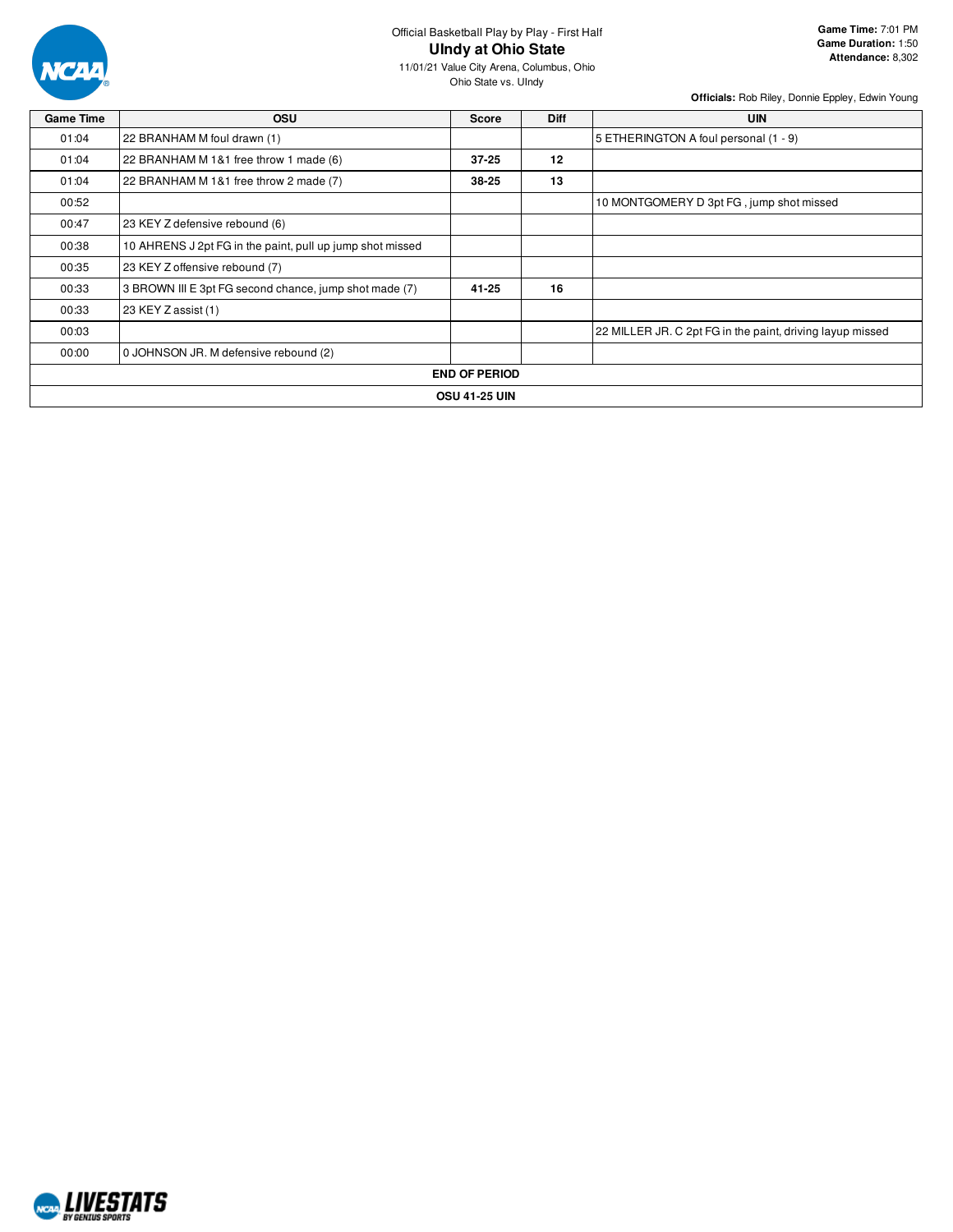Official Basketball Play by Play - First Half

# UIndy at Ohio State

11/01/21 Value City Arena, Columbus, Ohio

Ohio State vs. UIndy

**Game Time:** 7:01 PM
**Game Duration:** 1:50
**Attendance:** 8,302

**Officials:** Rob Riley, Donnie Eppley, Edwin Young

| Game Time | OSU | Score | Diff | UIN |
|---|---|---|---|---|
| 01:04 | 22 BRANHAM M foul drawn (1) | | | 5 ETHERINGTON A foul personal (1 - 9) |
| 01:04 | 22 BRANHAM M 1&1 free throw 1 made (6) | **37-25** | **12** | |
| 01:04 | 22 BRANHAM M 1&1 free throw 2 made (7) | **38-25** | **13** | |
| 00:52 | | | | 10 MONTGOMERY D 3pt FG , jump shot missed |
| 00:47 | 23 KEY Z defensive rebound (6) | | | |
| 00:38 | 10 AHRENS J 2pt FG in the paint, pull up jump shot missed | | | |
| 00:35 | 23 KEY Z offensive rebound (7) | | | |
| 00:33 | 3 BROWN III E 3pt FG second chance, jump shot made (7) | **41-25** | **16** | |
| 00:33 | 23 KEY Z assist (1) | | | |
| 00:03 | | | | 22 MILLER JR. C 2pt FG in the paint, driving layup missed |
| 00:00 | 0 JOHNSON JR. M defensive rebound (2) | | | |
| **END OF PERIOD** | | | | |
| **OSU 41-25 UIN** | | | | |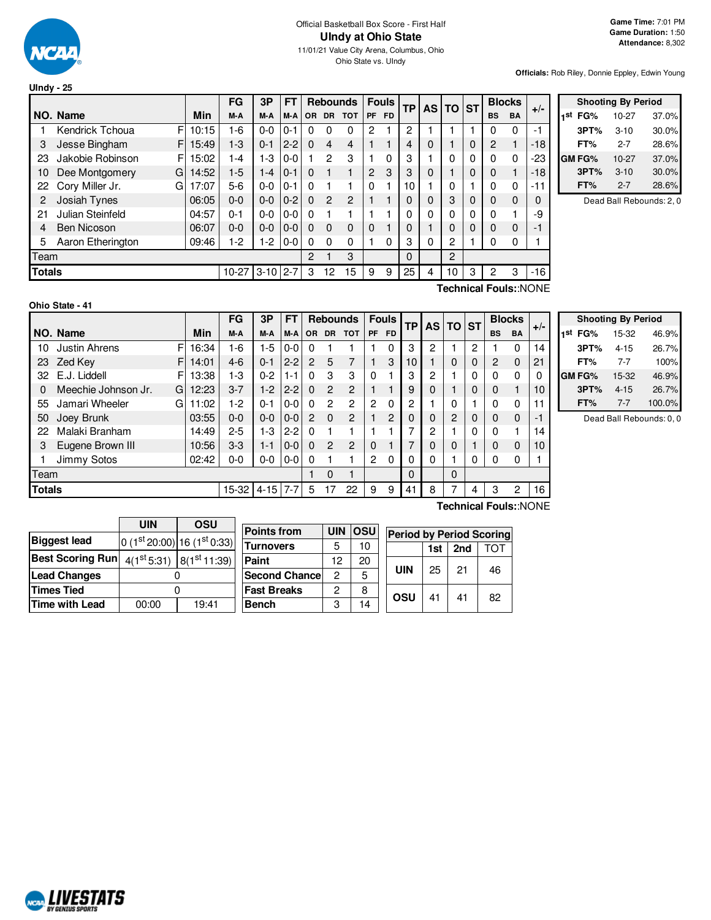# Official Basketball Box Score - First Half

## UIndy at Ohio State

11/01/21 Value City Arena, Columbus, Ohio

Ohio State vs. UIndy

**Game Time:** 7:01 PM
**Game Duration:** 1:50
**Attendance:** 8,302

**Officials:** Rob Riley, Donnie Eppley, Edwin Young

### UIndy - 25

| NO. | Name | | Min | FG M-A | 3P M-A | FT M-A | OR | DR | TOT | PF | FD | TP | AS | TO | ST | BS | BA | +/- |
|---|---|---|---|---|---|---|---|---|---|---|---|---|---|---|---|---|---|---|
| 1 | Kendrick Tchoua | F | 10:15 | 1-6 | 0-0 | 0-1 | 0 | 0 | 0 | 2 | 1 | 2 | 1 | 1 | 1 | 0 | 0 | -1 |
| 3 | Jesse Bingham | F | 15:49 | 1-3 | 0-1 | 2-2 | 0 | 4 | 4 | 1 | 1 | 4 | 0 | 1 | 0 | 2 | 1 | -18 |
| 23 | Jakobie Robinson | F | 15:02 | 1-4 | 1-3 | 0-0 | 1 | 2 | 3 | 1 | 0 | 3 | 1 | 0 | 0 | 0 | 0 | -23 |
| 10 | Dee Montgomery | G | 14:52 | 1-5 | 1-4 | 0-1 | 0 | 1 | 1 | 2 | 3 | 3 | 0 | 1 | 0 | 0 | 1 | -18 |
| 22 | Cory Miller Jr. | G | 17:07 | 5-6 | 0-0 | 0-1 | 0 | 1 | 1 | 0 | 1 | 10 | 1 | 0 | 1 | 0 | 0 | -11 |
| 2 | Josiah Tynes | | 06:05 | 0-0 | 0-0 | 0-2 | 0 | 2 | 2 | 1 | 1 | 0 | 0 | 3 | 0 | 0 | 0 | 0 |
| 21 | Julian Steinfeld | | 04:57 | 0-1 | 0-0 | 0-0 | 0 | 1 | 1 | 1 | 1 | 0 | 0 | 0 | 0 | 0 | 1 | -9 |
| 4 | Ben Nicoson | | 06:07 | 0-0 | 0-0 | 0-0 | 0 | 0 | 0 | 0 | 1 | 0 | 1 | 0 | 0 | 0 | 0 | -1 |
| 5 | Aaron Etherington | | 09:46 | 1-2 | 1-2 | 0-0 | 0 | 0 | 0 | 1 | 0 | 3 | 0 | 2 | 1 | 0 | 0 | 1 |
| | Team | | | | | | 2 | 1 | 3 | | | 0 | | 2 | | | | |
| | **Totals** | | | 10-27 | 3-10 | 2-7 | 3 | 12 | 15 | 9 | 9 | 25 | 4 | 10 | 3 | 2 | 3 | -16 |

**Technical Fouls:**:NONE

| Shooting By Period | | |
|---|---|---|
| 1st FG% | 10-27 | 37.0% |
| 3PT% | 3-10 | 30.0% |
| FT% | 2-7 | 28.6% |
| GM FG% | 10-27 | 37.0% |
| 3PT% | 3-10 | 30.0% |
| FT% | 2-7 | 28.6% |

Dead Ball Rebounds: 2, 0

### Ohio State - 41

| NO. | Name | | Min | FG M-A | 3P M-A | FT M-A | OR | DR | TOT | PF | FD | TP | AS | TO | ST | BS | BA | +/- |
|---|---|---|---|---|---|---|---|---|---|---|---|---|---|---|---|---|---|---|
| 10 | Justin Ahrens | F | 16:34 | 1-6 | 1-5 | 0-0 | 0 | 1 | 1 | 1 | 0 | 3 | 2 | 1 | 2 | 1 | 0 | 14 |
| 23 | Zed Key | F | 14:01 | 4-6 | 0-1 | 2-2 | 2 | 5 | 7 | 1 | 3 | 10 | 1 | 0 | 0 | 2 | 0 | 21 |
| 32 | E.J. Liddell | F | 13:38 | 1-3 | 0-2 | 1-1 | 0 | 3 | 3 | 0 | 1 | 3 | 2 | 1 | 0 | 0 | 0 | 0 |
| 0 | Meechie Johnson Jr. | G | 12:23 | 3-7 | 1-2 | 2-2 | 0 | 2 | 2 | 1 | 1 | 9 | 0 | 1 | 0 | 0 | 1 | 10 |
| 55 | Jamari Wheeler | G | 11:02 | 1-2 | 0-1 | 0-0 | 0 | 2 | 2 | 2 | 0 | 2 | 1 | 0 | 1 | 0 | 0 | 11 |
| 50 | Joey Brunk | | 03:55 | 0-0 | 0-0 | 0-0 | 2 | 0 | 2 | 1 | 2 | 0 | 0 | 2 | 0 | 0 | 0 | -1 |
| 22 | Malaki Branham | | 14:49 | 2-5 | 1-3 | 2-2 | 0 | 1 | 1 | 1 | 1 | 7 | 2 | 1 | 0 | 0 | 1 | 14 |
| 3 | Eugene Brown III | | 10:56 | 3-3 | 1-1 | 0-0 | 0 | 2 | 2 | 0 | 1 | 7 | 0 | 0 | 1 | 0 | 0 | 10 |
| 1 | Jimmy Sotos | | 02:42 | 0-0 | 0-0 | 0-0 | 0 | 1 | 1 | 2 | 0 | 0 | 0 | 1 | 0 | 0 | 0 | 1 |
| | Team | | | | | | 1 | 0 | 1 | | | 0 | | 0 | | | | |
| | **Totals** | | | 15-32 | 4-15 | 7-7 | 5 | 17 | 22 | 9 | 9 | 41 | 8 | 7 | 4 | 3 | 2 | 16 |

**Technical Fouls:**:NONE

| Shooting By Period | | |
|---|---|---|
| 1st FG% | 15-32 | 46.9% |
| 3PT% | 4-15 | 26.7% |
| FT% | 7-7 | 100% |
| GM FG% | 15-32 | 46.9% |
| 3PT% | 4-15 | 26.7% |
| FT% | 7-7 | 100.0% |

Dead Ball Rebounds: 0, 0

| | UIN | OSU |
|---|---|---|
| Biggest lead | 0 (1st 20:00) | 16 (1st 0:33) |
| Best Scoring Run | 4(1st 5:31) | 8(1st 11:39) |
| Lead Changes | 0 | |
| Times Tied | 0 | |
| Time with Lead | 00:00 | 19:41 |

| Points from | UIN | OSU |
|---|---|---|
| Turnovers | 5 | 10 |
| Paint | 12 | 20 |
| Second Chance | 2 | 5 |
| Fast Breaks | 2 | 8 |
| Bench | 3 | 14 |

| Period by Period Scoring | 1st | 2nd | TOT |
|---|---|---|---|
| UIN | 25 | 21 | 46 |
| OSU | 41 | 41 | 82 |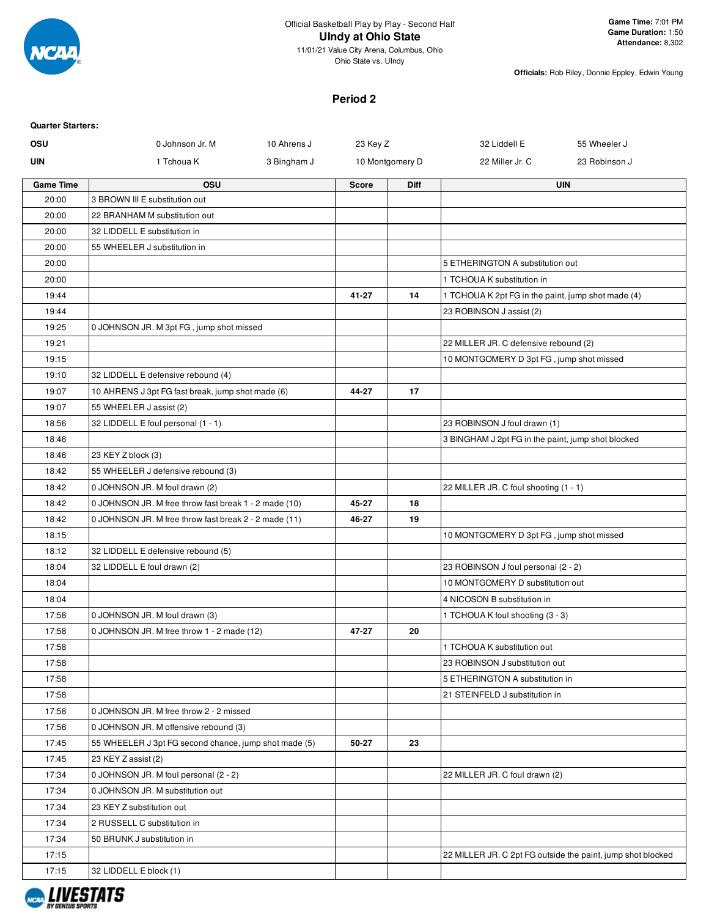Official Basketball Play by Play - Second Half

# UIndy at Ohio State

11/01/21 Value City Arena, Columbus, Ohio
Ohio State vs. UIndy

**Game Time:** 7:01 PM
**Game Duration:** 1:50
**Attendance:** 8,302

**Officials:** Rob Riley, Donnie Eppley, Edwin Young

## Period 2

**Quarter Starters:**

| | | | | | |
|---|---|---|---|---|---|
| **OSU** | 0 Johnson Jr. M | 10 Ahrens J | 23 Key Z | 32 Liddell E | 55 Wheeler J |
| **UIN** | 1 Tchoua K | 3 Bingham J | 10 Montgomery D | 22 Miller Jr. C | 23 Robinson J |

| Game Time | OSU | Score | Diff | UIN |
|---|---|---|---|---|
| 20:00 | 3 BROWN III E substitution out | | | |
| 20:00 | 22 BRANHAM M substitution out | | | |
| 20:00 | 32 LIDDELL E substitution in | | | |
| 20:00 | 55 WHEELER J substitution in | | | |
| 20:00 | | | | 5 ETHERINGTON A substitution out |
| 20:00 | | | | 1 TCHOUA K substitution in |
| 19:44 | | 41-27 | 14 | 1 TCHOUA K 2pt FG in the paint, jump shot made (4) |
| 19:44 | | | | 23 ROBINSON J assist (2) |
| 19:25 | 0 JOHNSON JR. M 3pt FG , jump shot missed | | | |
| 19:21 | | | | 22 MILLER JR. C defensive rebound (2) |
| 19:15 | | | | 10 MONTGOMERY D 3pt FG , jump shot missed |
| 19:10 | 32 LIDDELL E defensive rebound (4) | | | |
| 19:07 | 10 AHRENS J 3pt FG fast break, jump shot made (6) | 44-27 | 17 | |
| 19:07 | 55 WHEELER J assist (2) | | | |
| 18:56 | 32 LIDDELL E foul personal (1 - 1) | | | 23 ROBINSON J foul drawn (1) |
| 18:46 | | | | 3 BINGHAM J 2pt FG in the paint, jump shot blocked |
| 18:46 | 23 KEY Z block (3) | | | |
| 18:42 | 55 WHEELER J defensive rebound (3) | | | |
| 18:42 | 0 JOHNSON JR. M foul drawn (2) | | | 22 MILLER JR. C foul shooting (1 - 1) |
| 18:42 | 0 JOHNSON JR. M free throw fast break 1 - 2 made (10) | 45-27 | 18 | |
| 18:42 | 0 JOHNSON JR. M free throw fast break 2 - 2 made (11) | 46-27 | 19 | |
| 18:15 | | | | 10 MONTGOMERY D 3pt FG , jump shot missed |
| 18:12 | 32 LIDDELL E defensive rebound (5) | | | |
| 18:04 | 32 LIDDELL E foul drawn (2) | | | 23 ROBINSON J foul personal (2 - 2) |
| 18:04 | | | | 10 MONTGOMERY D substitution out |
| 18:04 | | | | 4 NICOSON B substitution in |
| 17:58 | 0 JOHNSON JR. M foul drawn (3) | | | 1 TCHOUA K foul shooting (3 - 3) |
| 17:58 | 0 JOHNSON JR. M free throw 1 - 2 made (12) | 47-27 | 20 | |
| 17:58 | | | | 1 TCHOUA K substitution out |
| 17:58 | | | | 23 ROBINSON J substitution out |
| 17:58 | | | | 5 ETHERINGTON A substitution in |
| 17:58 | | | | 21 STEINFELD J substitution in |
| 17:58 | 0 JOHNSON JR. M free throw 2 - 2 missed | | | |
| 17:56 | 0 JOHNSON JR. M offensive rebound (3) | | | |
| 17:45 | 55 WHEELER J 3pt FG second chance, jump shot made (5) | 50-27 | 23 | |
| 17:45 | 23 KEY Z assist (2) | | | |
| 17:34 | 0 JOHNSON JR. M foul personal (2 - 2) | | | 22 MILLER JR. C foul drawn (2) |
| 17:34 | 0 JOHNSON JR. M substitution out | | | |
| 17:34 | 23 KEY Z substitution out | | | |
| 17:34 | 2 RUSSELL C substitution in | | | |
| 17:34 | 50 BRUNK J substitution in | | | |
| 17:15 | | | | 22 MILLER JR. C 2pt FG outside the paint, jump shot blocked |
| 17:15 | 32 LIDDELL E block (1) | | | |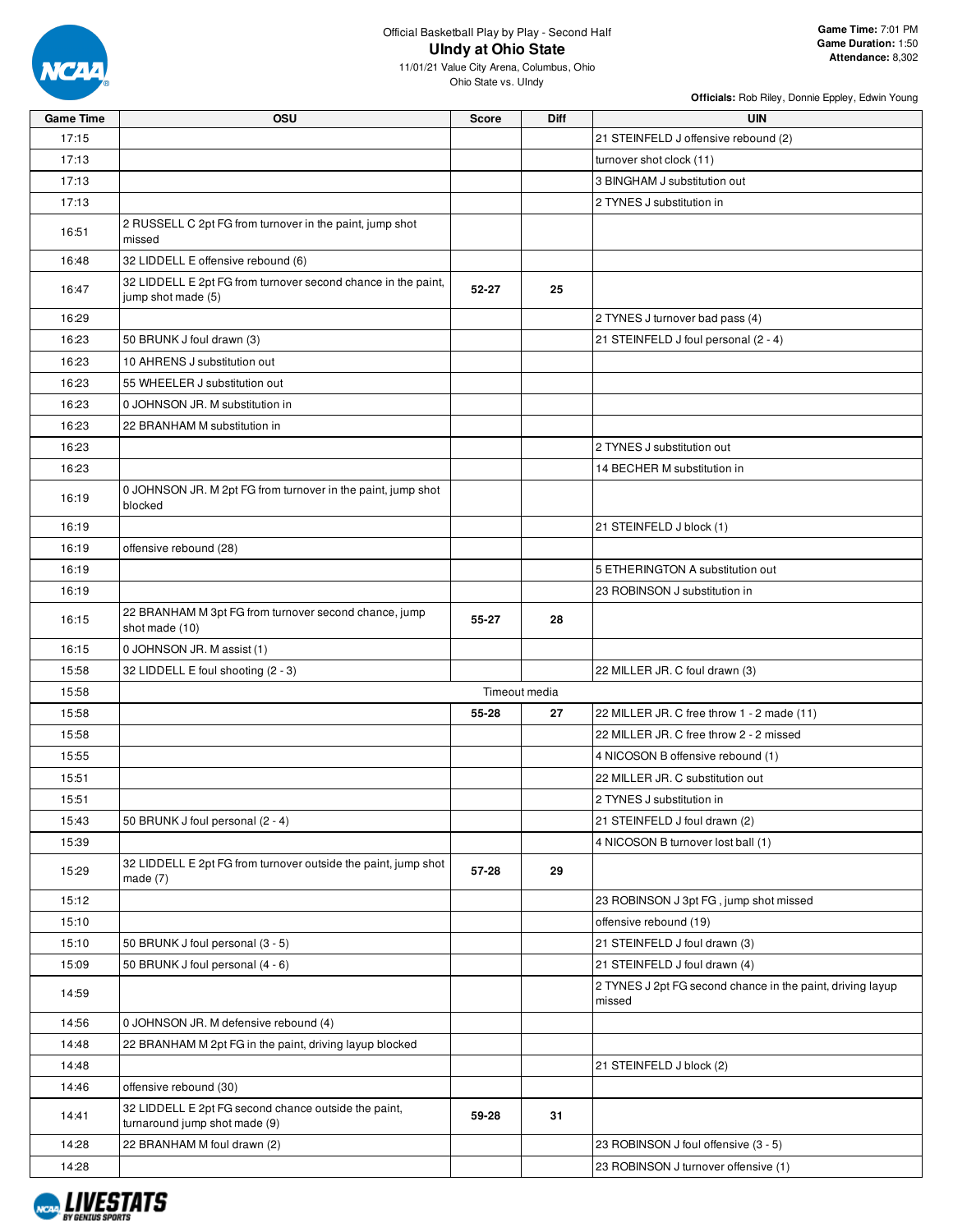Official Basketball Play by Play - Second Half

# UIndy at Ohio State

11/01/21 Value City Arena, Columbus, Ohio

Ohio State vs. UIndy

**Game Time:** 7:01 PM
**Game Duration:** 1:50
**Attendance:** 8,302

**Officials:** Rob Riley, Donnie Eppley, Edwin Young

| Game Time | OSU | Score | Diff | UIN |
|---|---|---|---|---|
| 17:15 | | | | 21 STEINFELD J offensive rebound (2) |
| 17:13 | | | | turnover shot clock (11) |
| 17:13 | | | | 3 BINGHAM J substitution out |
| 17:13 | | | | 2 TYNES J substitution in |
| 16:51 | 2 RUSSELL C 2pt FG from turnover in the paint, jump shot missed | | | |
| 16:48 | 32 LIDDELL E offensive rebound (6) | | | |
| 16:47 | 32 LIDDELL E 2pt FG from turnover second chance in the paint, jump shot made (5) | 52-27 | 25 | |
| 16:29 | | | | 2 TYNES J turnover bad pass (4) |
| 16:23 | 50 BRUNK J foul drawn (3) | | | 21 STEINFELD J foul personal (2 - 4) |
| 16:23 | 10 AHRENS J substitution out | | | |
| 16:23 | 55 WHEELER J substitution out | | | |
| 16:23 | 0 JOHNSON JR. M substitution in | | | |
| 16:23 | 22 BRANHAM M substitution in | | | |
| 16:23 | | | | 2 TYNES J substitution out |
| 16:23 | | | | 14 BECHER M substitution in |
| 16:19 | 0 JOHNSON JR. M 2pt FG from turnover in the paint, jump shot blocked | | | |
| 16:19 | | | | 21 STEINFELD J block (1) |
| 16:19 | offensive rebound (28) | | | |
| 16:19 | | | | 5 ETHERINGTON A substitution out |
| 16:19 | | | | 23 ROBINSON J substitution in |
| 16:15 | 22 BRANHAM M 3pt FG from turnover second chance, jump shot made (10) | 55-27 | 28 | |
| 16:15 | 0 JOHNSON JR. M assist (1) | | | |
| 15:58 | 32 LIDDELL E foul shooting (2 - 3) | | | 22 MILLER JR. C foul drawn (3) |
| 15:58 | Timeout media | | | |
| 15:58 | | 55-28 | 27 | 22 MILLER JR. C free throw 1 - 2 made (11) |
| 15:58 | | | | 22 MILLER JR. C free throw 2 - 2 missed |
| 15:55 | | | | 4 NICOSON B offensive rebound (1) |
| 15:51 | | | | 22 MILLER JR. C substitution out |
| 15:51 | | | | 2 TYNES J substitution in |
| 15:43 | 50 BRUNK J foul personal (2 - 4) | | | 21 STEINFELD J foul drawn (2) |
| 15:39 | | | | 4 NICOSON B turnover lost ball (1) |
| 15:29 | 32 LIDDELL E 2pt FG from turnover outside the paint, jump shot made (7) | 57-28 | 29 | |
| 15:12 | | | | 23 ROBINSON J 3pt FG , jump shot missed |
| 15:10 | | | | offensive rebound (19) |
| 15:10 | 50 BRUNK J foul personal (3 - 5) | | | 21 STEINFELD J foul drawn (3) |
| 15:09 | 50 BRUNK J foul personal (4 - 6) | | | 21 STEINFELD J foul drawn (4) |
| 14:59 | | | | 2 TYNES J 2pt FG second chance in the paint, driving layup missed |
| 14:56 | 0 JOHNSON JR. M defensive rebound (4) | | | |
| 14:48 | 22 BRANHAM M 2pt FG in the paint, driving layup blocked | | | |
| 14:48 | | | | 21 STEINFELD J block (2) |
| 14:46 | offensive rebound (30) | | | |
| 14:41 | 32 LIDDELL E 2pt FG second chance outside the paint, turnaround jump shot made (9) | 59-28 | 31 | |
| 14:28 | 22 BRANHAM M foul drawn (2) | | | 23 ROBINSON J foul offensive (3 - 5) |
| 14:28 | | | | 23 ROBINSON J turnover offensive (1) |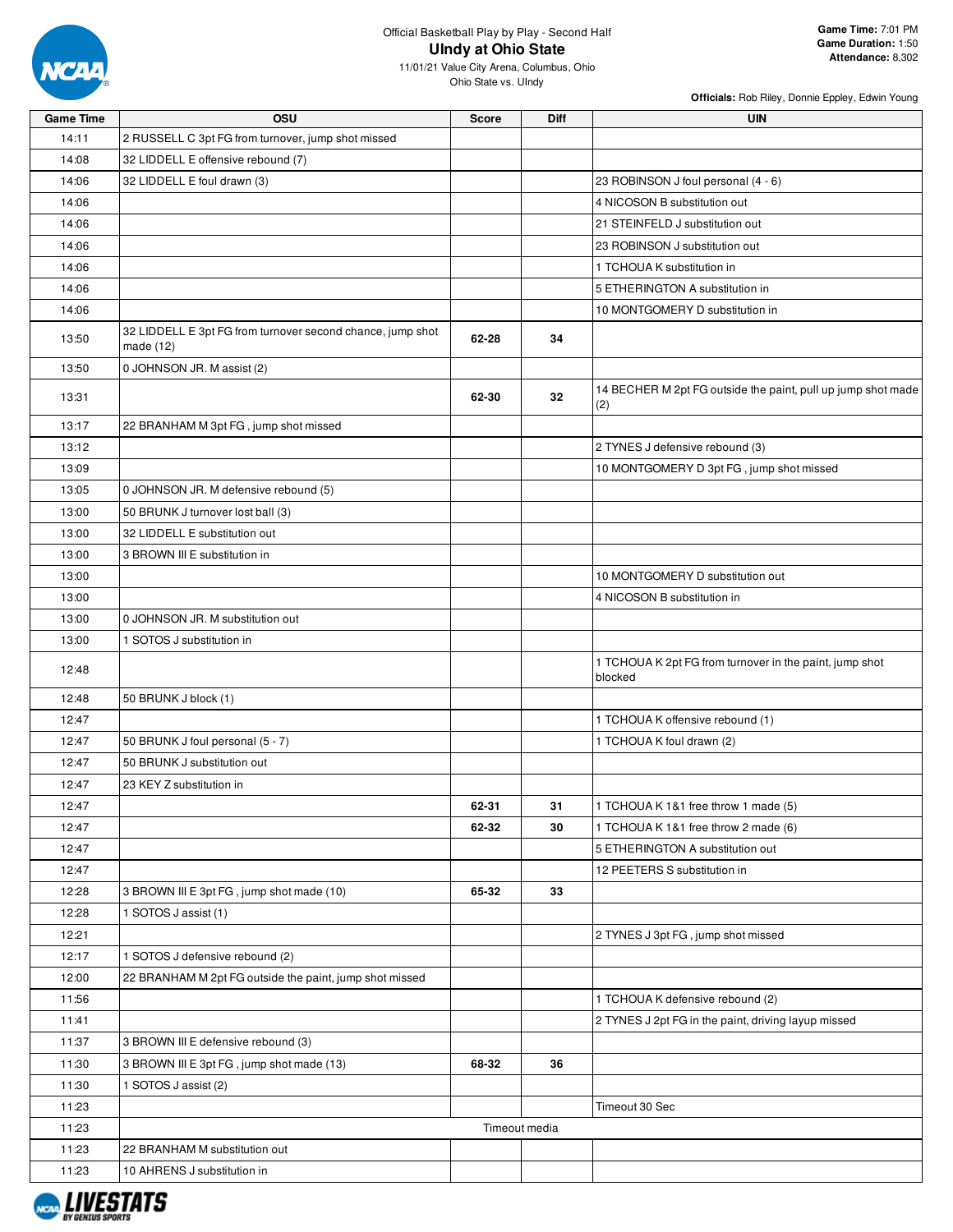Official Basketball Play by Play - Second Half

# UIndy at Ohio State

11/01/21 Value City Arena, Columbus, Ohio

Ohio State vs. UIndy

**Game Time:** 7:01 PM
**Game Duration:** 1:50
**Attendance:** 8,302

**Officials:** Rob Riley, Donnie Eppley, Edwin Young

| Game Time | OSU | Score | Diff | UIN |
|---|---|---|---|---|
| 14:11 | 2 RUSSELL C 3pt FG from turnover, jump shot missed | | | |
| 14:08 | 32 LIDDELL E offensive rebound (7) | | | |
| 14:06 | 32 LIDDELL E foul drawn (3) | | | 23 ROBINSON J foul personal (4 - 6) |
| 14:06 | | | | 4 NICOSON B substitution out |
| 14:06 | | | | 21 STEINFELD J substitution out |
| 14:06 | | | | 23 ROBINSON J substitution out |
| 14:06 | | | | 1 TCHOUA K substitution in |
| 14:06 | | | | 5 ETHERINGTON A substitution in |
| 14:06 | | | | 10 MONTGOMERY D substitution in |
| 13:50 | 32 LIDDELL E 3pt FG from turnover second chance, jump shot made (12) | 62-28 | 34 | |
| 13:50 | 0 JOHNSON JR. M assist (2) | | | |
| 13:31 | | 62-30 | 32 | 14 BECHER M 2pt FG outside the paint, pull up jump shot made (2) |
| 13:17 | 22 BRANHAM M 3pt FG , jump shot missed | | | |
| 13:12 | | | | 2 TYNES J defensive rebound (3) |
| 13:09 | | | | 10 MONTGOMERY D 3pt FG , jump shot missed |
| 13:05 | 0 JOHNSON JR. M defensive rebound (5) | | | |
| 13:00 | 50 BRUNK J turnover lost ball (3) | | | |
| 13:00 | 32 LIDDELL E substitution out | | | |
| 13:00 | 3 BROWN III E substitution in | | | |
| 13:00 | | | | 10 MONTGOMERY D substitution out |
| 13:00 | | | | 4 NICOSON B substitution in |
| 13:00 | 0 JOHNSON JR. M substitution out | | | |
| 13:00 | 1 SOTOS J substitution in | | | |
| 12:48 | | | | 1 TCHOUA K 2pt FG from turnover in the paint, jump shot blocked |
| 12:48 | 50 BRUNK J block (1) | | | |
| 12:47 | | | | 1 TCHOUA K offensive rebound (1) |
| 12:47 | 50 BRUNK J foul personal (5 - 7) | | | 1 TCHOUA K foul drawn (2) |
| 12:47 | 50 BRUNK J substitution out | | | |
| 12:47 | 23 KEY Z substitution in | | | |
| 12:47 | | 62-31 | 31 | 1 TCHOUA K 1&1 free throw 1 made (5) |
| 12:47 | | 62-32 | 30 | 1 TCHOUA K 1&1 free throw 2 made (6) |
| 12:47 | | | | 5 ETHERINGTON A substitution out |
| 12:47 | | | | 12 PEETERS S substitution in |
| 12:28 | 3 BROWN III E 3pt FG , jump shot made (10) | 65-32 | 33 | |
| 12:28 | 1 SOTOS J assist (1) | | | |
| 12:21 | | | | 2 TYNES J 3pt FG , jump shot missed |
| 12:17 | 1 SOTOS J defensive rebound (2) | | | |
| 12:00 | 22 BRANHAM M 2pt FG outside the paint, jump shot missed | | | |
| 11:56 | | | | 1 TCHOUA K defensive rebound (2) |
| 11:41 | | | | 2 TYNES J 2pt FG in the paint, driving layup missed |
| 11:37 | 3 BROWN III E defensive rebound (3) | | | |
| 11:30 | 3 BROWN III E 3pt FG , jump shot made (13) | 68-32 | 36 | |
| 11:30 | 1 SOTOS J assist (2) | | | |
| 11:23 | | | | Timeout 30 Sec |
| 11:23 | Timeout media | | | |
| 11:23 | 22 BRANHAM M substitution out | | | |
| 11:23 | 10 AHRENS J substitution in | | | |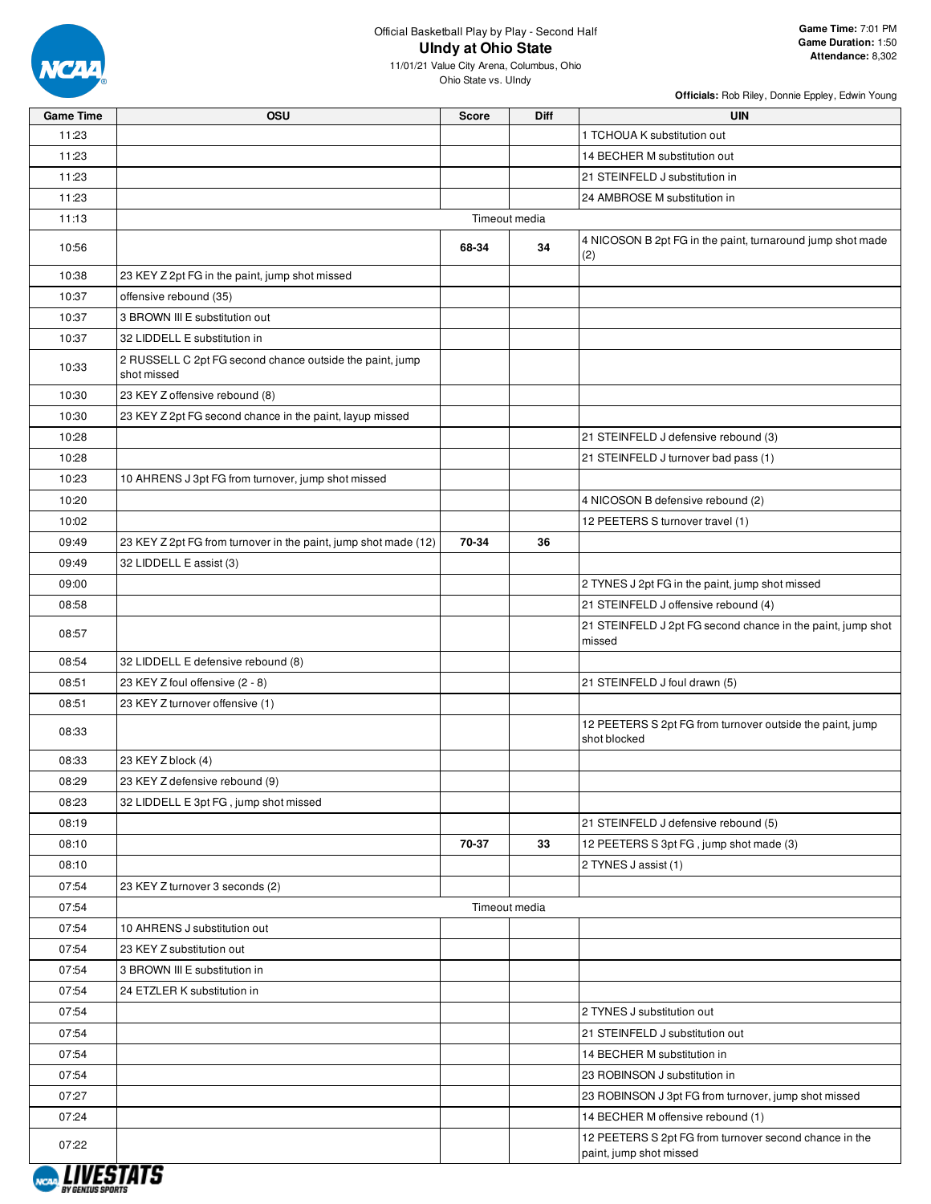Official Basketball Play by Play - Second Half

# UIndy at Ohio State

11/01/21 Value City Arena, Columbus, Ohio

Ohio State vs. UIndy

**Game Time:** 7:01 PM
**Game Duration:** 1:50
**Attendance:** 8,302

**Officials:** Rob Riley, Donnie Eppley, Edwin Young

| Game Time | OSU | Score | Diff | UIN |
|---|---|---|---|---|
| 11:23 | | | | 1 TCHOUA K substitution out |
| 11:23 | | | | 14 BECHER M substitution out |
| 11:23 | | | | 21 STEINFELD J substitution in |
| 11:23 | | | | 24 AMBROSE M substitution in |
| 11:13 | Timeout media | | | |
| 10:56 | | 68-34 | 34 | 4 NICOSON B 2pt FG in the paint, turnaround jump shot made (2) |
| 10:38 | 23 KEY Z 2pt FG in the paint, jump shot missed | | | |
| 10:37 | offensive rebound (35) | | | |
| 10:37 | 3 BROWN III E substitution out | | | |
| 10:37 | 32 LIDDELL E substitution in | | | |
| 10:33 | 2 RUSSELL C 2pt FG second chance outside the paint, jump shot missed | | | |
| 10:30 | 23 KEY Z offensive rebound (8) | | | |
| 10:30 | 23 KEY Z 2pt FG second chance in the paint, layup missed | | | |
| 10:28 | | | | 21 STEINFELD J defensive rebound (3) |
| 10:28 | | | | 21 STEINFELD J turnover bad pass (1) |
| 10:23 | 10 AHRENS J 3pt FG from turnover, jump shot missed | | | |
| 10:20 | | | | 4 NICOSON B defensive rebound (2) |
| 10:02 | | | | 12 PEETERS S turnover travel (1) |
| 09:49 | 23 KEY Z 2pt FG from turnover in the paint, jump shot made (12) | 70-34 | 36 | |
| 09:49 | 32 LIDDELL E assist (3) | | | |
| 09:00 | | | | 2 TYNES J 2pt FG in the paint, jump shot missed |
| 08:58 | | | | 21 STEINFELD J offensive rebound (4) |
| 08:57 | | | | 21 STEINFELD J 2pt FG second chance in the paint, jump shot missed |
| 08:54 | 32 LIDDELL E defensive rebound (8) | | | |
| 08:51 | 23 KEY Z foul offensive (2 - 8) | | | 21 STEINFELD J foul drawn (5) |
| 08:51 | 23 KEY Z turnover offensive (1) | | | |
| 08:33 | | | | 12 PEETERS S 2pt FG from turnover outside the paint, jump shot blocked |
| 08:33 | 23 KEY Z block (4) | | | |
| 08:29 | 23 KEY Z defensive rebound (9) | | | |
| 08:23 | 32 LIDDELL E 3pt FG , jump shot missed | | | |
| 08:19 | | | | 21 STEINFELD J defensive rebound (5) |
| 08:10 | | 70-37 | 33 | 12 PEETERS S 3pt FG , jump shot made (3) |
| 08:10 | | | | 2 TYNES J assist (1) |
| 07:54 | 23 KEY Z turnover 3 seconds (2) | | | |
| 07:54 | Timeout media | | | |
| 07:54 | 10 AHRENS J substitution out | | | |
| 07:54 | 23 KEY Z substitution out | | | |
| 07:54 | 3 BROWN III E substitution in | | | |
| 07:54 | 24 ETZLER K substitution in | | | |
| 07:54 | | | | 2 TYNES J substitution out |
| 07:54 | | | | 21 STEINFELD J substitution out |
| 07:54 | | | | 14 BECHER M substitution in |
| 07:54 | | | | 23 ROBINSON J substitution in |
| 07:27 | | | | 23 ROBINSON J 3pt FG from turnover, jump shot missed |
| 07:24 | | | | 14 BECHER M offensive rebound (1) |
| 07:22 | | | | 12 PEETERS S 2pt FG from turnover second chance in the paint, jump shot missed |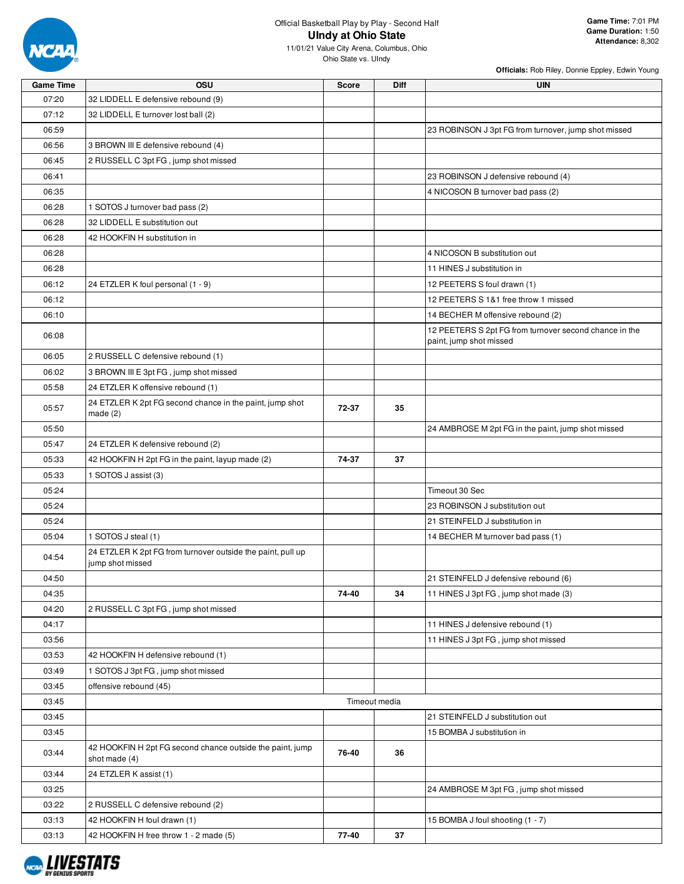Official Basketball Play by Play - Second Half

# UIndy at Ohio State

11/01/21 Value City Arena, Columbus, Ohio
Ohio State vs. UIndy

**Game Time:** 7:01 PM
**Game Duration:** 1:50
**Attendance:** 8,302

**Officials:** Rob Riley, Donnie Eppley, Edwin Young

| Game Time | OSU | Score | Diff | UIN |
|---|---|---|---|---|
| 07:20 | 32 LIDDELL E defensive rebound (9) | | | |
| 07:12 | 32 LIDDELL E turnover lost ball (2) | | | |
| 06:59 | | | | 23 ROBINSON J 3pt FG from turnover, jump shot missed |
| 06:56 | 3 BROWN III E defensive rebound (4) | | | |
| 06:45 | 2 RUSSELL C 3pt FG , jump shot missed | | | |
| 06:41 | | | | 23 ROBINSON J defensive rebound (4) |
| 06:35 | | | | 4 NICOSON B turnover bad pass (2) |
| 06:28 | 1 SOTOS J turnover bad pass (2) | | | |
| 06:28 | 32 LIDDELL E substitution out | | | |
| 06:28 | 42 HOOKFIN H substitution in | | | |
| 06:28 | | | | 4 NICOSON B substitution out |
| 06:28 | | | | 11 HINES J substitution in |
| 06:12 | 24 ETZLER K foul personal (1 - 9) | | | 12 PEETERS S foul drawn (1) |
| 06:12 | | | | 12 PEETERS S 1&1 free throw 1 missed |
| 06:10 | | | | 14 BECHER M offensive rebound (2) |
| 06:08 | | | | 12 PEETERS S 2pt FG from turnover second chance in the paint, jump shot missed |
| 06:05 | 2 RUSSELL C defensive rebound (1) | | | |
| 06:02 | 3 BROWN III E 3pt FG , jump shot missed | | | |
| 05:58 | 24 ETZLER K offensive rebound (1) | | | |
| 05:57 | 24 ETZLER K 2pt FG second chance in the paint, jump shot made (2) | 72-37 | 35 | |
| 05:50 | | | | 24 AMBROSE M 2pt FG in the paint, jump shot missed |
| 05:47 | 24 ETZLER K defensive rebound (2) | | | |
| 05:33 | 42 HOOKFIN H 2pt FG in the paint, layup made (2) | 74-37 | 37 | |
| 05:33 | 1 SOTOS J assist (3) | | | |
| 05:24 | | | | Timeout 30 Sec |
| 05:24 | | | | 23 ROBINSON J substitution out |
| 05:24 | | | | 21 STEINFELD J substitution in |
| 05:04 | 1 SOTOS J steal (1) | | | 14 BECHER M turnover bad pass (1) |
| 04:54 | 24 ETZLER K 2pt FG from turnover outside the paint, pull up jump shot missed | | | |
| 04:50 | | | | 21 STEINFELD J defensive rebound (6) |
| 04:35 | | 74-40 | 34 | 11 HINES J 3pt FG , jump shot made (3) |
| 04:20 | 2 RUSSELL C 3pt FG , jump shot missed | | | |
| 04:17 | | | | 11 HINES J defensive rebound (1) |
| 03:56 | | | | 11 HINES J 3pt FG , jump shot missed |
| 03:53 | 42 HOOKFIN H defensive rebound (1) | | | |
| 03:49 | 1 SOTOS J 3pt FG , jump shot missed | | | |
| 03:45 | offensive rebound (45) | | | |
| 03:45 | Timeout media | | | |
| 03:45 | | | | 21 STEINFELD J substitution out |
| 03:45 | | | | 15 BOMBA J substitution in |
| 03:44 | 42 HOOKFIN H 2pt FG second chance outside the paint, jump shot made (4) | 76-40 | 36 | |
| 03:44 | 24 ETZLER K assist (1) | | | |
| 03:25 | | | | 24 AMBROSE M 3pt FG , jump shot missed |
| 03:22 | 2 RUSSELL C defensive rebound (2) | | | |
| 03:13 | 42 HOOKFIN H foul drawn (1) | | | 15 BOMBA J foul shooting (1 - 7) |
| 03:13 | 42 HOOKFIN H free throw 1 - 2 made (5) | 77-40 | 37 | |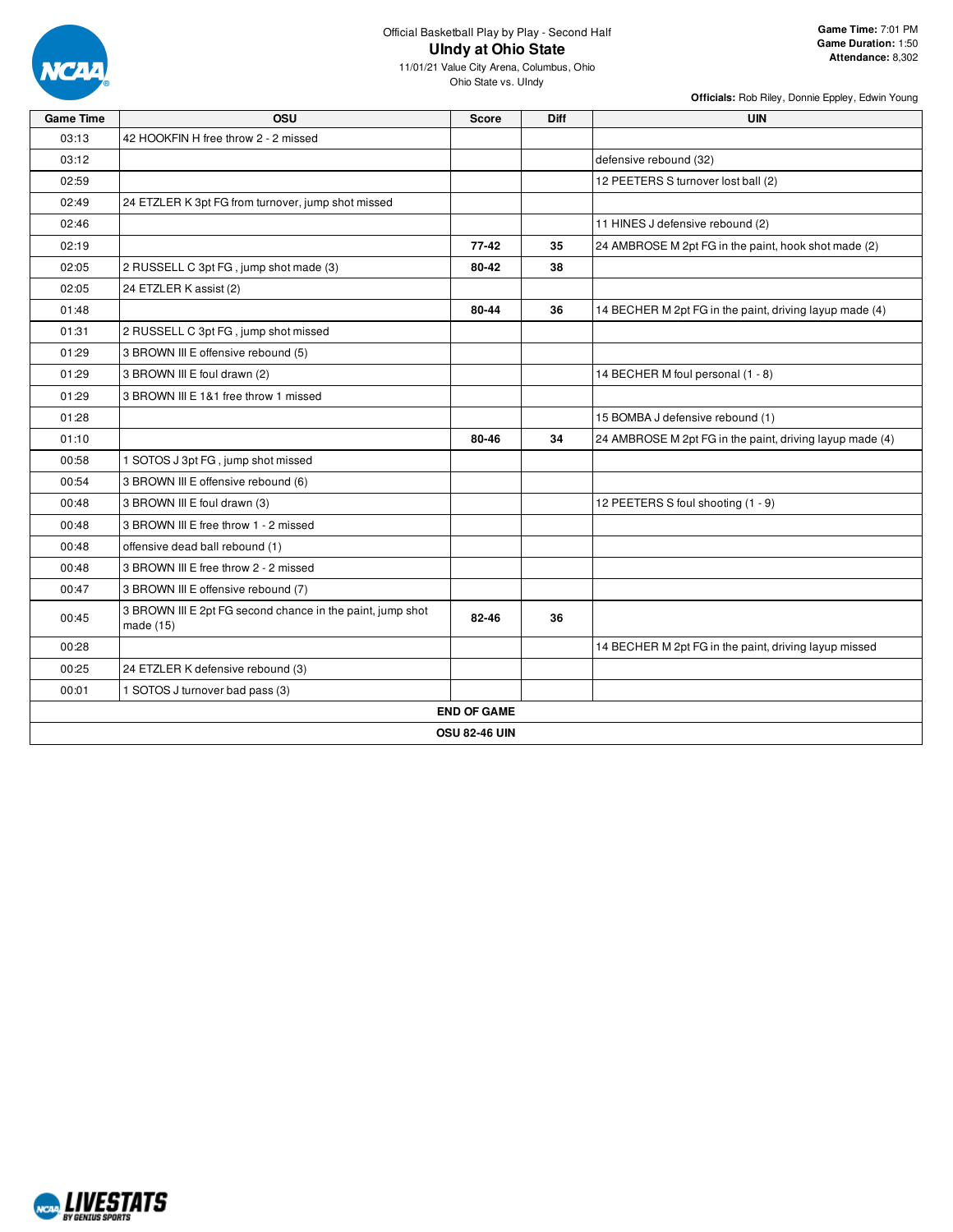Official Basketball Play by Play - Second Half

# UIndy at Ohio State

11/01/21 Value City Arena, Columbus, Ohio

Ohio State vs. UIndy

**Game Time:** 7:01 PM
**Game Duration:** 1:50
**Attendance:** 8,302

**Officials:** Rob Riley, Donnie Eppley, Edwin Young

| Game Time | OSU | Score | Diff | UIN |
|---|---|---|---|---|
| 03:13 | 42 HOOKFIN H free throw 2 - 2 missed | | | |
| 03:12 | | | | defensive rebound (32) |
| 02:59 | | | | 12 PEETERS S turnover lost ball (2) |
| 02:49 | 24 ETZLER K 3pt FG from turnover, jump shot missed | | | |
| 02:46 | | | | 11 HINES J defensive rebound (2) |
| 02:19 | | **77-42** | **35** | 24 AMBROSE M 2pt FG in the paint, hook shot made (2) |
| 02:05 | 2 RUSSELL C 3pt FG , jump shot made (3) | **80-42** | **38** | |
| 02:05 | 24 ETZLER K assist (2) | | | |
| 01:48 | | **80-44** | **36** | 14 BECHER M 2pt FG in the paint, driving layup made (4) |
| 01:31 | 2 RUSSELL C 3pt FG , jump shot missed | | | |
| 01:29 | 3 BROWN III E offensive rebound (5) | | | |
| 01:29 | 3 BROWN III E foul drawn (2) | | | 14 BECHER M foul personal (1 - 8) |
| 01:29 | 3 BROWN III E 1&1 free throw 1 missed | | | |
| 01:28 | | | | 15 BOMBA J defensive rebound (1) |
| 01:10 | | **80-46** | **34** | 24 AMBROSE M 2pt FG in the paint, driving layup made (4) |
| 00:58 | 1 SOTOS J 3pt FG , jump shot missed | | | |
| 00:54 | 3 BROWN III E offensive rebound (6) | | | |
| 00:48 | 3 BROWN III E foul drawn (3) | | | 12 PEETERS S foul shooting (1 - 9) |
| 00:48 | 3 BROWN III E free throw 1 - 2 missed | | | |
| 00:48 | offensive dead ball rebound (1) | | | |
| 00:48 | 3 BROWN III E free throw 2 - 2 missed | | | |
| 00:47 | 3 BROWN III E offensive rebound (7) | | | |
| 00:45 | 3 BROWN III E 2pt FG second chance in the paint, jump shot made (15) | **82-46** | **36** | |
| 00:28 | | | | 14 BECHER M 2pt FG in the paint, driving layup missed |
| 00:25 | 24 ETZLER K defensive rebound (3) | | | |
| 00:01 | 1 SOTOS J turnover bad pass (3) | | | |

**END OF GAME**

**OSU 82-46 UIN**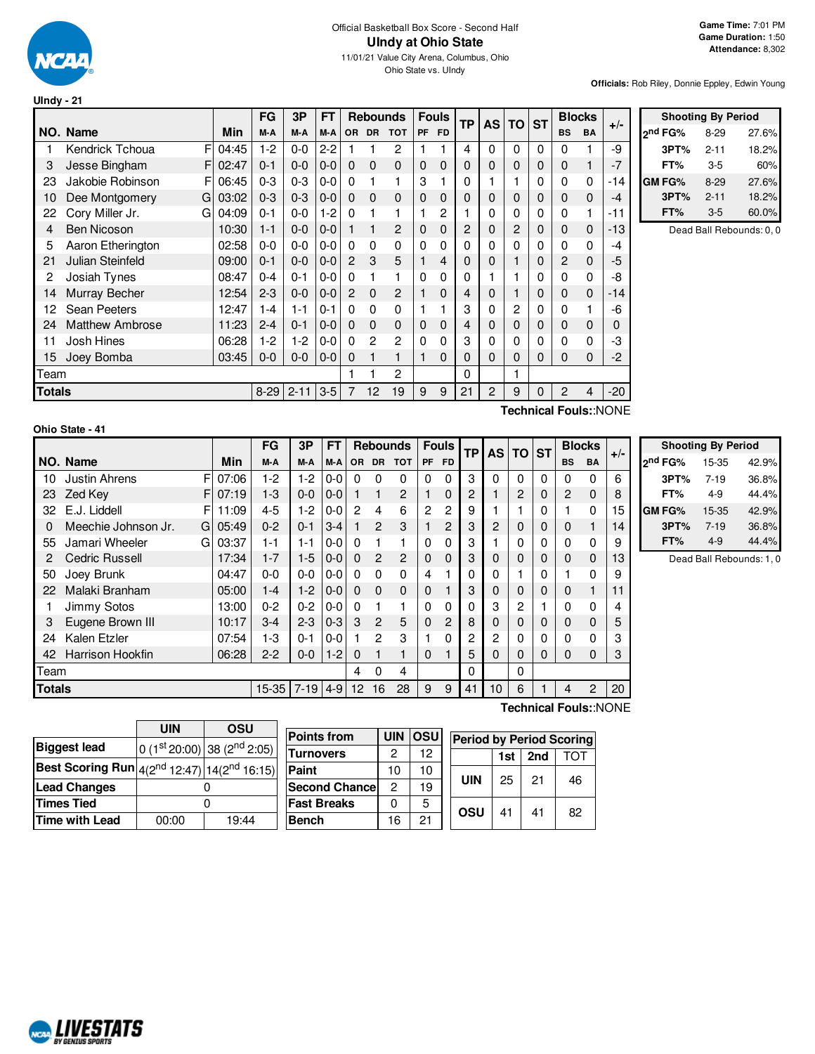Official Basketball Box Score - Second Half

# UIndy at Ohio State

11/01/21 Value City Arena, Columbus, Ohio

Ohio State vs. UIndy

**Game Time:** 7:01 PM
**Game Duration:** 1:50
**Attendance:** 8,302

**Officials:** Rob Riley, Donnie Eppley, Edwin Young

## UIndy - 21

| NO. | Name | | Min | FG M-A | 3P M-A | FT M-A | OR | DR | TOT | PF | FD | TP | AS | TO | ST | BS | BA | +/- |
|---|---|---|---|---|---|---|---|---|---|---|---|---|---|---|---|---|---|---|
| 1 | Kendrick Tchoua | F | 04:45 | 1-2 | 0-0 | 2-2 | 1 | 1 | 2 | 1 | 1 | 4 | 0 | 0 | 0 | 0 | 1 | -9 |
| 3 | Jesse Bingham | F | 02:47 | 0-1 | 0-0 | 0-0 | 0 | 0 | 0 | 0 | 0 | 0 | 0 | 0 | 0 | 0 | 1 | -7 |
| 23 | Jakobie Robinson | F | 06:45 | 0-3 | 0-3 | 0-0 | 0 | 1 | 1 | 3 | 1 | 0 | 1 | 1 | 0 | 0 | 0 | -14 |
| 10 | Dee Montgomery | G | 03:02 | 0-3 | 0-3 | 0-0 | 0 | 0 | 0 | 0 | 0 | 0 | 0 | 0 | 0 | 0 | 0 | -4 |
| 22 | Cory Miller Jr. | G | 04:09 | 0-1 | 0-0 | 1-2 | 0 | 1 | 1 | 1 | 2 | 1 | 0 | 0 | 0 | 0 | 1 | -11 |
| 4 | Ben Nicoson | | 10:30 | 1-1 | 0-0 | 0-0 | 1 | 1 | 2 | 0 | 0 | 2 | 0 | 2 | 0 | 0 | 0 | -13 |
| 5 | Aaron Etherington | | 02:58 | 0-0 | 0-0 | 0-0 | 0 | 0 | 0 | 0 | 0 | 0 | 0 | 0 | 0 | 0 | 0 | -4 |
| 21 | Julian Steinfeld | | 09:00 | 0-1 | 0-0 | 0-0 | 2 | 3 | 5 | 1 | 4 | 0 | 0 | 1 | 0 | 2 | 0 | -5 |
| 2 | Josiah Tynes | | 08:47 | 0-4 | 0-1 | 0-0 | 0 | 1 | 1 | 0 | 0 | 0 | 1 | 1 | 0 | 0 | 0 | -8 |
| 14 | Murray Becher | | 12:54 | 2-3 | 0-0 | 0-0 | 2 | 0 | 2 | 1 | 0 | 4 | 0 | 1 | 0 | 0 | 0 | -14 |
| 12 | Sean Peeters | | 12:47 | 1-4 | 1-1 | 0-1 | 0 | 0 | 0 | 1 | 1 | 3 | 0 | 2 | 0 | 0 | 1 | -6 |
| 24 | Matthew Ambrose | | 11:23 | 2-4 | 0-1 | 0-0 | 0 | 0 | 0 | 0 | 0 | 4 | 0 | 0 | 0 | 0 | 0 | 0 |
| 11 | Josh Hines | | 06:28 | 1-2 | 1-2 | 0-0 | 0 | 2 | 2 | 0 | 0 | 3 | 0 | 0 | 0 | 0 | 0 | -3 |
| 15 | Joey Bomba | | 03:45 | 0-0 | 0-0 | 0-0 | 0 | 1 | 1 | 1 | 0 | 0 | 0 | 0 | 0 | 0 | 0 | -2 |
| Team | | | | | | | 1 | 1 | 2 | | | 0 | | 1 | | | | |
| **Totals** | | | | 8-29 | 2-11 | 3-5 | 7 | 12 | 19 | 9 | 9 | 21 | 2 | 9 | 0 | 2 | 4 | -20 |

Technical Fouls::NONE

| Shooting By Period | | |
|---|---|---|
| 2nd FG% | 8-29 | 27.6% |
| 3PT% | 2-11 | 18.2% |
| FT% | 3-5 | 60% |
| GM FG% | 8-29 | 27.6% |
| 3PT% | 2-11 | 18.2% |
| FT% | 3-5 | 60.0% |

Dead Ball Rebounds: 0, 0

## Ohio State - 41

| NO. | Name | | Min | FG M-A | 3P M-A | FT M-A | OR | DR | TOT | PF | FD | TP | AS | TO | ST | BS | BA | +/- |
|---|---|---|---|---|---|---|---|---|---|---|---|---|---|---|---|---|---|---|
| 10 | Justin Ahrens | F | 07:06 | 1-2 | 1-2 | 0-0 | 0 | 0 | 0 | 0 | 0 | 3 | 0 | 0 | 0 | 0 | 0 | 6 |
| 23 | Zed Key | F | 07:19 | 1-3 | 0-0 | 0-0 | 1 | 1 | 2 | 1 | 0 | 2 | 1 | 2 | 0 | 2 | 0 | 8 |
| 32 | E.J. Liddell | F | 11:09 | 4-5 | 1-2 | 0-0 | 2 | 4 | 6 | 2 | 2 | 9 | 1 | 1 | 0 | 1 | 0 | 15 |
| 0 | Meechie Johnson Jr. | G | 05:49 | 0-2 | 0-1 | 3-4 | 1 | 2 | 3 | 1 | 2 | 3 | 2 | 0 | 0 | 0 | 1 | 14 |
| 55 | Jamari Wheeler | G | 03:37 | 1-1 | 1-1 | 0-0 | 0 | 1 | 1 | 0 | 0 | 3 | 1 | 0 | 0 | 0 | 0 | 9 |
| 2 | Cedric Russell | | 17:34 | 1-7 | 1-5 | 0-0 | 0 | 2 | 2 | 0 | 0 | 3 | 0 | 0 | 0 | 0 | 0 | 13 |
| 50 | Joey Brunk | | 04:47 | 0-0 | 0-0 | 0-0 | 0 | 0 | 0 | 4 | 1 | 0 | 0 | 1 | 0 | 1 | 0 | 9 |
| 22 | Malaki Branham | | 05:00 | 1-4 | 1-2 | 0-0 | 0 | 0 | 0 | 0 | 1 | 3 | 0 | 0 | 0 | 0 | 1 | 11 |
| 1 | Jimmy Sotos | | 13:00 | 0-2 | 0-2 | 0-0 | 0 | 1 | 1 | 0 | 0 | 0 | 3 | 2 | 1 | 0 | 0 | 4 |
| 3 | Eugene Brown III | | 10:17 | 3-4 | 2-3 | 0-3 | 3 | 2 | 5 | 0 | 2 | 8 | 0 | 0 | 0 | 0 | 0 | 5 |
| 24 | Kalen Etzler | | 07:54 | 1-3 | 0-1 | 0-0 | 1 | 2 | 3 | 1 | 0 | 2 | 2 | 0 | 0 | 0 | 0 | 3 |
| 42 | Harrison Hookfin | | 06:28 | 2-2 | 0-0 | 1-2 | 0 | 1 | 1 | 0 | 1 | 5 | 0 | 0 | 0 | 0 | 0 | 3 |
| Team | | | | | | | 4 | 0 | 4 | | | 0 | | 0 | | | | |
| **Totals** | | | | 15-35 | 7-19 | 4-9 | 12 | 16 | 28 | 9 | 9 | 41 | 10 | 6 | 1 | 4 | 2 | 20 |

Technical Fouls::NONE

| Shooting By Period | | |
|---|---|---|
| 2nd FG% | 15-35 | 42.9% |
| 3PT% | 7-19 | 36.8% |
| FT% | 4-9 | 44.4% |
| GM FG% | 15-35 | 42.9% |
| 3PT% | 7-19 | 36.8% |
| FT% | 4-9 | 44.4% |

Dead Ball Rebounds: 1, 0

| | UIN | OSU |
|---|---|---|
| Biggest lead | 0 (1st 20:00) | 38 (2nd 2:05) |
| Best Scoring Run | 4(2nd 12:47) | 14(2nd 16:15) |
| Lead Changes | 0 | |
| Times Tied | 0 | |
| Time with Lead | 00:00 | 19:44 |

| Points from | UIN | OSU |
|---|---|---|
| Turnovers | 2 | 12 |
| Paint | 10 | 10 |
| Second Chance | 2 | 19 |
| Fast Breaks | 0 | 5 |
| Bench | 16 | 21 |

| Period by Period Scoring | 1st | 2nd | TOT |
|---|---|---|---|
| UIN | 25 | 21 | 46 |
| OSU | 41 | 41 | 82 |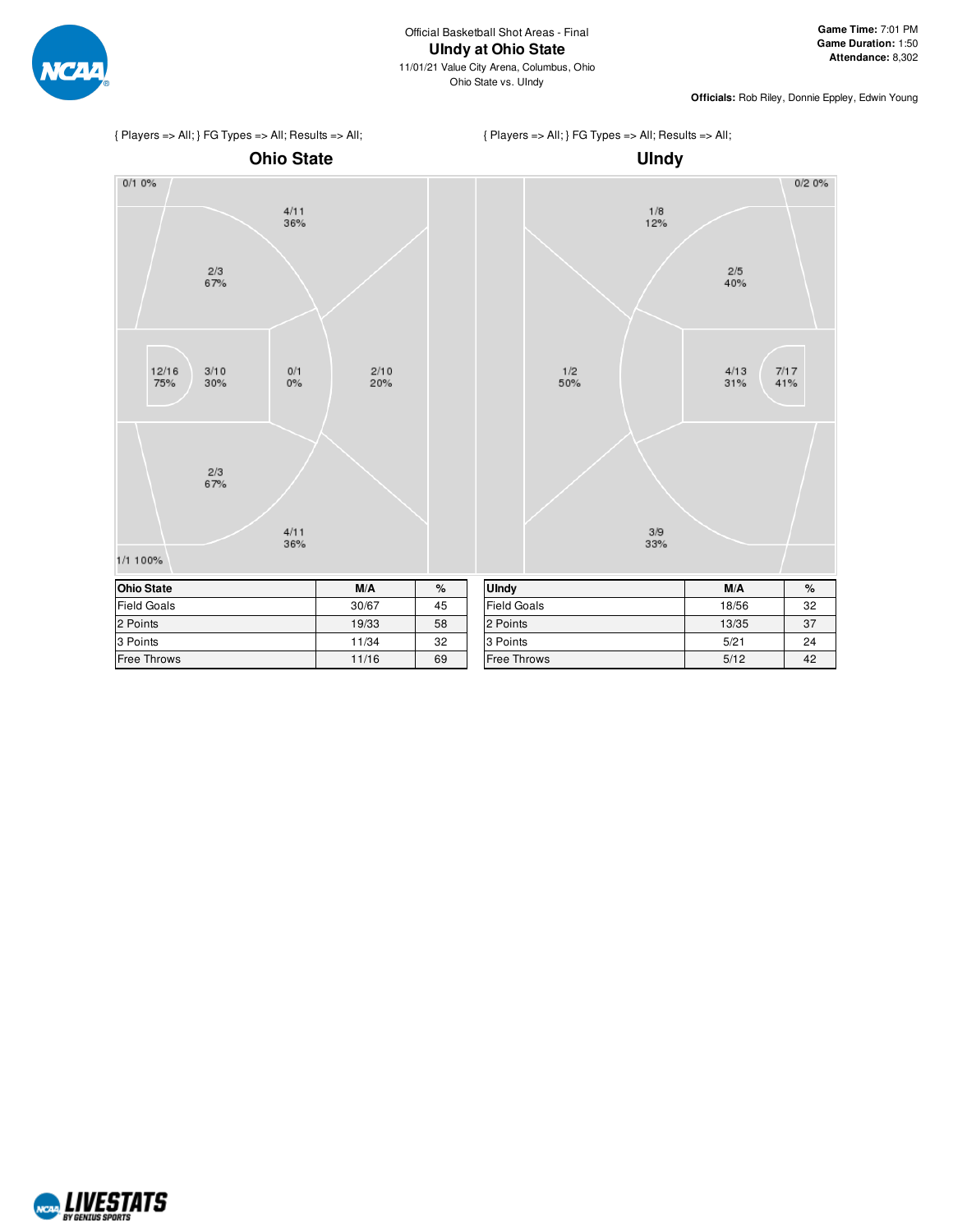Official Basketball Shot Areas - Final

# UIndy at Ohio State

11/01/21 Value City Arena, Columbus, Ohio

Ohio State vs. UIndy

**Game Time:** 7:01 PM
**Game Duration:** 1:50
**Attendance:** 8,302

**Officials:** Rob Riley, Donnie Eppley, Edwin Young

{ Players => All; } FG Types => All; Results => All;

## Ohio State

0/1 0%

4/11 36%

2/3 67%

12/16 75%

3/10 30%

0/1 0%

2/10 20%

2/3 67%

4/11 36%

1/1 100%

{ Players => All; } FG Types => All; Results => All;

## UIndy

0/2 0%

1/8 12%

2/5 40%

1/2 50%

4/13 31%

7/17 41%

3/9 33%

| Ohio State | M/A | % |
|---|---|---|
| Field Goals | 30/67 | 45 |
| 2 Points | 19/33 | 58 |
| 3 Points | 11/34 | 32 |
| Free Throws | 11/16 | 69 |

| UIndy | M/A | % |
|---|---|---|
| Field Goals | 18/56 | 32 |
| 2 Points | 13/35 | 37 |
| 3 Points | 5/21 | 24 |
| Free Throws | 5/12 | 42 |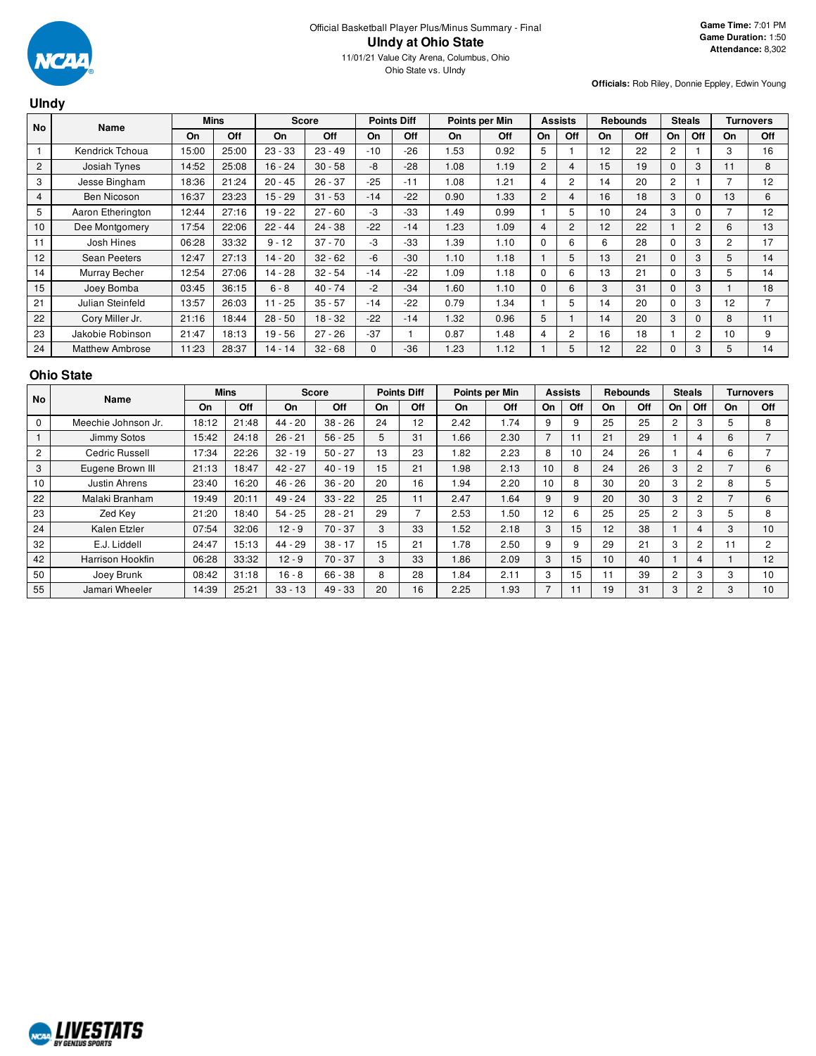Official Basketball Player Plus/Minus Summary - Final

# UIndy at Ohio State

11/01/21 Value City Arena, Columbus, Ohio

Ohio State vs. UIndy

**Game Time:** 7:01 PM
**Game Duration:** 1:50
**Attendance:** 8,302

**Officials:** Rob Riley, Donnie Eppley, Edwin Young

## UIndy

| No | Name | Mins | | Score | | Points Diff | | Points per Min | | Assists | | Rebounds | | Steals | | Turnovers | |
|---|---|---|---|---|---|---|---|---|---|---|---|---|---|---|---|---|---|
| | | On | Off | On | Off | On | Off | On | Off | On | Off | On | Off | On | Off | On | Off |
| 1 | Kendrick Tchoua | 15:00 | 25:00 | 23 - 33 | 23 - 49 | -10 | -26 | 1.53 | 0.92 | 5 | 1 | 12 | 22 | 2 | 1 | 3 | 16 |
| 2 | Josiah Tynes | 14:52 | 25:08 | 16 - 24 | 30 - 58 | -8 | -28 | 1.08 | 1.19 | 2 | 4 | 15 | 19 | 0 | 3 | 11 | 8 |
| 3 | Jesse Bingham | 18:36 | 21:24 | 20 - 45 | 26 - 37 | -25 | -11 | 1.08 | 1.21 | 4 | 2 | 14 | 20 | 2 | 1 | 7 | 12 |
| 4 | Ben Nicoson | 16:37 | 23:23 | 15 - 29 | 31 - 53 | -14 | -22 | 0.90 | 1.33 | 2 | 4 | 16 | 18 | 3 | 0 | 13 | 6 |
| 5 | Aaron Etherington | 12:44 | 27:16 | 19 - 22 | 27 - 60 | -3 | -33 | 1.49 | 0.99 | 1 | 5 | 10 | 24 | 3 | 0 | 7 | 12 |
| 10 | Dee Montgomery | 17:54 | 22:06 | 22 - 44 | 24 - 38 | -22 | -14 | 1.23 | 1.09 | 4 | 2 | 12 | 22 | 1 | 2 | 6 | 13 |
| 11 | Josh Hines | 06:28 | 33:32 | 9 - 12 | 37 - 70 | -3 | -33 | 1.39 | 1.10 | 0 | 6 | 6 | 28 | 0 | 3 | 2 | 17 |
| 12 | Sean Peeters | 12:47 | 27:13 | 14 - 20 | 32 - 62 | -6 | -30 | 1.10 | 1.18 | 1 | 5 | 13 | 21 | 0 | 3 | 5 | 14 |
| 14 | Murray Becher | 12:54 | 27:06 | 14 - 28 | 32 - 54 | -14 | -22 | 1.09 | 1.18 | 0 | 6 | 13 | 21 | 0 | 3 | 5 | 14 |
| 15 | Joey Bomba | 03:45 | 36:15 | 6 - 8 | 40 - 74 | -2 | -34 | 1.60 | 1.10 | 0 | 6 | 3 | 31 | 0 | 3 | 1 | 18 |
| 21 | Julian Steinfeld | 13:57 | 26:03 | 11 - 25 | 35 - 57 | -14 | -22 | 0.79 | 1.34 | 1 | 5 | 14 | 20 | 0 | 3 | 12 | 7 |
| 22 | Cory Miller Jr. | 21:16 | 18:44 | 28 - 50 | 18 - 32 | -22 | -14 | 1.32 | 0.96 | 5 | 1 | 14 | 20 | 3 | 0 | 8 | 11 |
| 23 | Jakobie Robinson | 21:47 | 18:13 | 19 - 56 | 27 - 26 | -37 | 1 | 0.87 | 1.48 | 4 | 2 | 16 | 18 | 1 | 2 | 10 | 9 |
| 24 | Matthew Ambrose | 11:23 | 28:37 | 14 - 14 | 32 - 68 | 0 | -36 | 1.23 | 1.12 | 1 | 5 | 12 | 22 | 0 | 3 | 5 | 14 |

## Ohio State

| No | Name | Mins | | Score | | Points Diff | | Points per Min | | Assists | | Rebounds | | Steals | | Turnovers | |
|---|---|---|---|---|---|---|---|---|---|---|---|---|---|---|---|---|---|
| | | On | Off | On | Off | On | Off | On | Off | On | Off | On | Off | On | Off | On | Off |
| 0 | Meechie Johnson Jr. | 18:12 | 21:48 | 44 - 20 | 38 - 26 | 24 | 12 | 2.42 | 1.74 | 9 | 9 | 25 | 25 | 2 | 3 | 5 | 8 |
| 1 | Jimmy Sotos | 15:42 | 24:18 | 26 - 21 | 56 - 25 | 5 | 31 | 1.66 | 2.30 | 7 | 11 | 21 | 29 | 1 | 4 | 6 | 7 |
| 2 | Cedric Russell | 17:34 | 22:26 | 32 - 19 | 50 - 27 | 13 | 23 | 1.82 | 2.23 | 8 | 10 | 24 | 26 | 1 | 4 | 6 | 7 |
| 3 | Eugene Brown III | 21:13 | 18:47 | 42 - 27 | 40 - 19 | 15 | 21 | 1.98 | 2.13 | 10 | 8 | 24 | 26 | 3 | 2 | 7 | 6 |
| 10 | Justin Ahrens | 23:40 | 16:20 | 46 - 26 | 36 - 20 | 20 | 16 | 1.94 | 2.20 | 10 | 8 | 30 | 20 | 3 | 2 | 8 | 5 |
| 22 | Malaki Branham | 19:49 | 20:11 | 49 - 24 | 33 - 22 | 25 | 11 | 2.47 | 1.64 | 9 | 9 | 20 | 30 | 3 | 2 | 7 | 6 |
| 23 | Zed Key | 21:20 | 18:40 | 54 - 25 | 28 - 21 | 29 | 7 | 2.53 | 1.50 | 12 | 6 | 25 | 25 | 2 | 3 | 5 | 8 |
| 24 | Kalen Etzler | 07:54 | 32:06 | 12 - 9 | 70 - 37 | 3 | 33 | 1.52 | 2.18 | 3 | 15 | 12 | 38 | 1 | 4 | 3 | 10 |
| 32 | E.J. Liddell | 24:47 | 15:13 | 44 - 29 | 38 - 17 | 15 | 21 | 1.78 | 2.50 | 9 | 9 | 29 | 21 | 3 | 2 | 11 | 2 |
| 42 | Harrison Hookfin | 06:28 | 33:32 | 12 - 9 | 70 - 37 | 3 | 33 | 1.86 | 2.09 | 3 | 15 | 10 | 40 | 1 | 4 | 1 | 12 |
| 50 | Joey Brunk | 08:42 | 31:18 | 16 - 8 | 66 - 38 | 8 | 28 | 1.84 | 2.11 | 3 | 15 | 11 | 39 | 2 | 3 | 3 | 10 |
| 55 | Jamari Wheeler | 14:39 | 25:21 | 33 - 13 | 49 - 33 | 20 | 16 | 2.25 | 1.93 | 7 | 11 | 19 | 31 | 3 | 2 | 3 | 10 |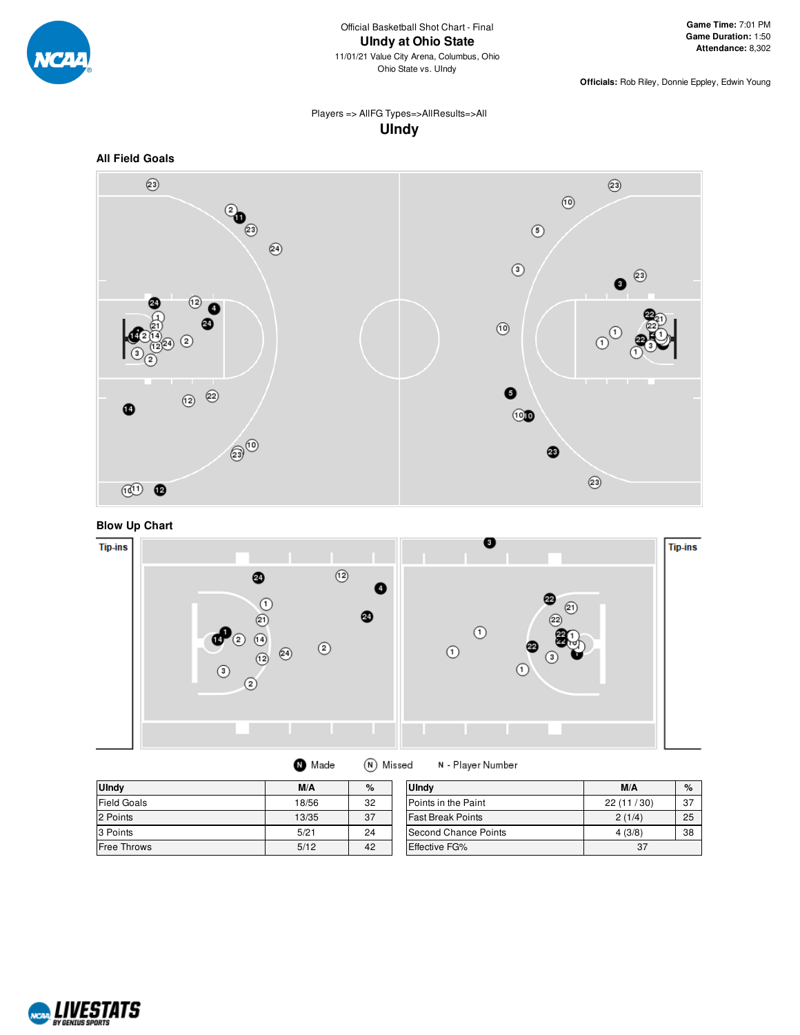Official Basketball Shot Chart - Final

# UIndy at Ohio State

11/01/21 Value City Arena, Columbus, Ohio

Ohio State vs. UIndy

**Game Time:** 7:01 PM
**Game Duration:** 1:50
**Attendance:** 8,302

**Officials:** Rob Riley, Donnie Eppley, Edwin Young

Players => AllFG Types=>AllResults=>All

## UIndy

### All Field Goals

### Blow Up Chart

Tip-ins

Tip-ins

Made — Missed — N - Player Number

| UIndy | M/A | % |
|---|---|---|
| Field Goals | 18/56 | 32 |
| 2 Points | 13/35 | 37 |
| 3 Points | 5/21 | 24 |
| Free Throws | 5/12 | 42 |

| UIndy | M/A | % |
|---|---|---|
| Points in the Paint | 22 (11 / 30) | 37 |
| Fast Break Points | 2 (1/4) | 25 |
| Second Chance Points | 4 (3/8) | 38 |
| Effective FG% | 37 | |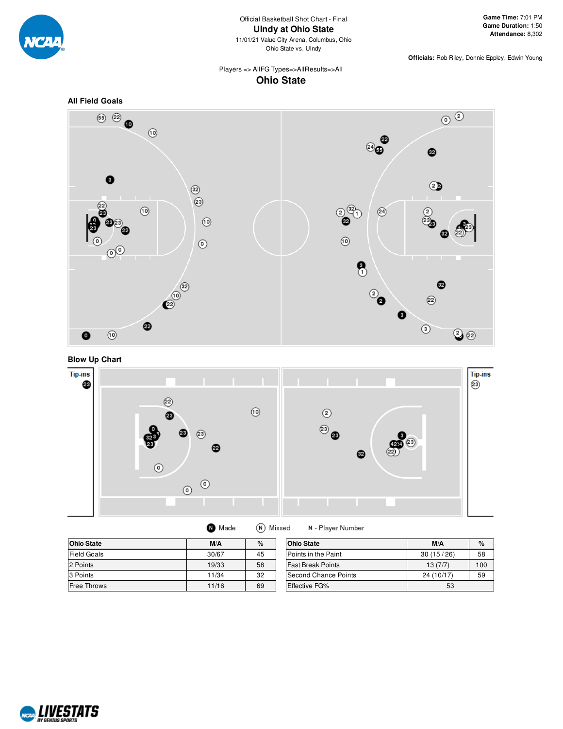Official Basketball Shot Chart - Final

# UIndy at Ohio State

11/01/21 Value City Arena, Columbus, Ohio
Ohio State vs. UIndy

**Game Time:** 7:01 PM
**Game Duration:** 1:50
**Attendance:** 8,302

**Officials:** Rob Riley, Donnie Eppley, Edwin Young

Players => AllFG Types=>AllResults=>All

## Ohio State

### All Field Goals

### Blow Up Chart

Tip-ins

Tip-ins

N Made   N Missed   N - Player Number

| Ohio State | M/A | % |
|---|---|---|
| Field Goals | 30/67 | 45 |
| 2 Points | 19/33 | 58 |
| 3 Points | 11/34 | 32 |
| Free Throws | 11/16 | 69 |

| Ohio State | M/A | % |
|---|---|---|
| Points in the Paint | 30 (15 / 26) | 58 |
| Fast Break Points | 13 (7/7) | 100 |
| Second Chance Points | 24 (10/17) | 59 |
| Effective FG% | 53 | |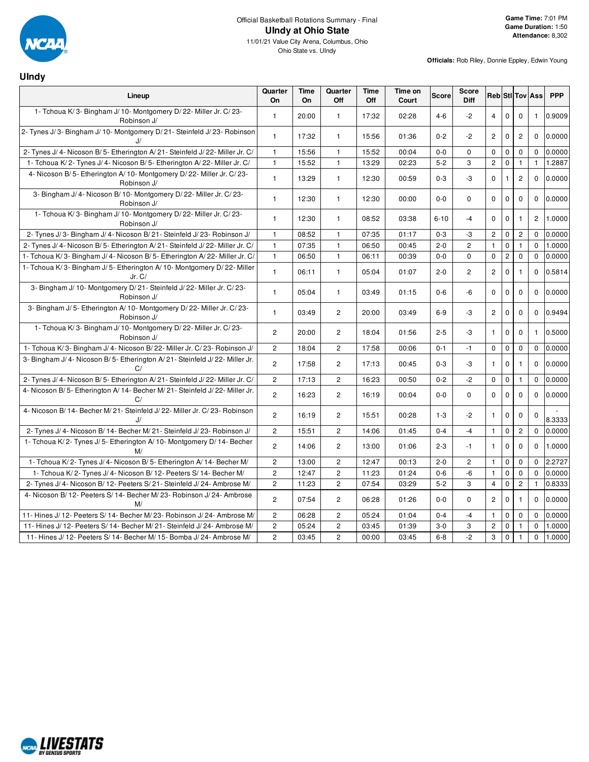Official Basketball Rotations Summary - Final

# UIndy at Ohio State

11/01/21 Value City Arena, Columbus, Ohio

Ohio State vs. UIndy

**Game Time:** 7:01 PM
**Game Duration:** 1:50
**Attendance:** 8,302

**Officials:** Rob Riley, Donnie Eppley, Edwin Young

## UIndy

| Lineup | Quarter On | Time On | Quarter Off | Time Off | Time on Court | Score | Score Diff | Reb | Stl | Tov | Ass | PPP |
|---|---|---|---|---|---|---|---|---|---|---|---|---|
| 1- Tchoua K/ 3- Bingham J/ 10- Montgomery D/ 22- Miller Jr. C/ 23- Robinson J/ | 1 | 20:00 | 1 | 17:32 | 02:28 | 4-6 | -2 | 4 | 0 | 0 | 1 | 0.9009 |
| 2- Tynes J/ 3- Bingham J/ 10- Montgomery D/ 21- Steinfeld J/ 23- Robinson J/ | 1 | 17:32 | 1 | 15:56 | 01:36 | 0-2 | -2 | 2 | 0 | 2 | 0 | 0.0000 |
| 2- Tynes J/ 4- Nicoson B/ 5- Etherington A/ 21- Steinfeld J/ 22- Miller Jr. C/ | 1 | 15:56 | 1 | 15:52 | 00:04 | 0-0 | 0 | 0 | 0 | 0 | 0 | 0.0000 |
| 1- Tchoua K/ 2- Tynes J/ 4- Nicoson B/ 5- Etherington A/ 22- Miller Jr. C/ | 1 | 15:52 | 1 | 13:29 | 02:23 | 5-2 | 3 | 2 | 0 | 1 | 1 | 1.2887 |
| 4- Nicoson B/ 5- Etherington A/ 10- Montgomery D/ 22- Miller Jr. C/ 23- Robinson J/ | 1 | 13:29 | 1 | 12:30 | 00:59 | 0-3 | -3 | 0 | 1 | 2 | 0 | 0.0000 |
| 3- Bingham J/ 4- Nicoson B/ 10- Montgomery D/ 22- Miller Jr. C/ 23- Robinson J/ | 1 | 12:30 | 1 | 12:30 | 00:00 | 0-0 | 0 | 0 | 0 | 0 | 0 | 0.0000 |
| 1- Tchoua K/ 3- Bingham J/ 10- Montgomery D/ 22- Miller Jr. C/ 23- Robinson J/ | 1 | 12:30 | 1 | 08:52 | 03:38 | 6-10 | -4 | 0 | 0 | 1 | 2 | 1.0000 |
| 2- Tynes J/ 3- Bingham J/ 4- Nicoson B/ 21- Steinfeld J/ 23- Robinson J/ | 1 | 08:52 | 1 | 07:35 | 01:17 | 0-3 | -3 | 2 | 0 | 2 | 0 | 0.0000 |
| 2- Tynes J/ 4- Nicoson B/ 5- Etherington A/ 21- Steinfeld J/ 22- Miller Jr. C/ | 1 | 07:35 | 1 | 06:50 | 00:45 | 2-0 | 2 | 1 | 0 | 1 | 0 | 1.0000 |
| 1- Tchoua K/ 3- Bingham J/ 4- Nicoson B/ 5- Etherington A/ 22- Miller Jr. C/ | 1 | 06:50 | 1 | 06:11 | 00:39 | 0-0 | 0 | 0 | 2 | 0 | 0 | 0.0000 |
| 1- Tchoua K/ 3- Bingham J/ 5- Etherington A/ 10- Montgomery D/ 22- Miller Jr. C/ | 1 | 06:11 | 1 | 05:04 | 01:07 | 2-0 | 2 | 2 | 0 | 1 | 0 | 0.5814 |
| 3- Bingham J/ 10- Montgomery D/ 21- Steinfeld J/ 22- Miller Jr. C/ 23- Robinson J/ | 1 | 05:04 | 1 | 03:49 | 01:15 | 0-6 | -6 | 0 | 0 | 0 | 0 | 0.0000 |
| 3- Bingham J/ 5- Etherington A/ 10- Montgomery D/ 22- Miller Jr. C/ 23- Robinson J/ | 1 | 03:49 | 2 | 20:00 | 03:49 | 6-9 | -3 | 2 | 0 | 0 | 0 | 0.9494 |
| 1- Tchoua K/ 3- Bingham J/ 10- Montgomery D/ 22- Miller Jr. C/ 23- Robinson J/ | 2 | 20:00 | 2 | 18:04 | 01:56 | 2-5 | -3 | 1 | 0 | 0 | 1 | 0.5000 |
| 1- Tchoua K/ 3- Bingham J/ 4- Nicoson B/ 22- Miller Jr. C/ 23- Robinson J/ | 2 | 18:04 | 2 | 17:58 | 00:06 | 0-1 | -1 | 0 | 0 | 0 | 0 | 0.0000 |
| 3- Bingham J/ 4- Nicoson B/ 5- Etherington A/ 21- Steinfeld J/ 22- Miller Jr. C/ | 2 | 17:58 | 2 | 17:13 | 00:45 | 0-3 | -3 | 1 | 0 | 1 | 0 | 0.0000 |
| 2- Tynes J/ 4- Nicoson B/ 5- Etherington A/ 21- Steinfeld J/ 22- Miller Jr. C/ | 2 | 17:13 | 2 | 16:23 | 00:50 | 0-2 | -2 | 0 | 0 | 1 | 0 | 0.0000 |
| 4- Nicoson B/ 5- Etherington A/ 14- Becher M/ 21- Steinfeld J/ 22- Miller Jr. C/ | 2 | 16:23 | 2 | 16:19 | 00:04 | 0-0 | 0 | 0 | 0 | 0 | 0 | 0.0000 |
| 4- Nicoson B/ 14- Becher M/ 21- Steinfeld J/ 22- Miller Jr. C/ 23- Robinson J/ | 2 | 16:19 | 2 | 15:51 | 00:28 | 1-3 | -2 | 1 | 0 | 0 | 0 | -8.3333 |
| 2- Tynes J/ 4- Nicoson B/ 14- Becher M/ 21- Steinfeld J/ 23- Robinson J/ | 2 | 15:51 | 2 | 14:06 | 01:45 | 0-4 | -4 | 1 | 0 | 2 | 0 | 0.0000 |
| 1- Tchoua K/ 2- Tynes J/ 5- Etherington A/ 10- Montgomery D/ 14- Becher M/ | 2 | 14:06 | 2 | 13:00 | 01:06 | 2-3 | -1 | 1 | 0 | 0 | 0 | 1.0000 |
| 1- Tchoua K/ 2- Tynes J/ 4- Nicoson B/ 5- Etherington A/ 14- Becher M/ | 2 | 13:00 | 2 | 12:47 | 00:13 | 2-0 | 2 | 1 | 0 | 0 | 0 | 2.2727 |
| 1- Tchoua K/ 2- Tynes J/ 4- Nicoson B/ 12- Peeters S/ 14- Becher M/ | 2 | 12:47 | 2 | 11:23 | 01:24 | 0-6 | -6 | 1 | 0 | 0 | 0 | 0.0000 |
| 2- Tynes J/ 4- Nicoson B/ 12- Peeters S/ 21- Steinfeld J/ 24- Ambrose M/ | 2 | 11:23 | 2 | 07:54 | 03:29 | 5-2 | 3 | 4 | 0 | 2 | 1 | 0.8333 |
| 4- Nicoson B/ 12- Peeters S/ 14- Becher M/ 23- Robinson J/ 24- Ambrose M/ | 2 | 07:54 | 2 | 06:28 | 01:26 | 0-0 | 0 | 2 | 0 | 1 | 0 | 0.0000 |
| 11- Hines J/ 12- Peeters S/ 14- Becher M/ 23- Robinson J/ 24- Ambrose M/ | 2 | 06:28 | 2 | 05:24 | 01:04 | 0-4 | -4 | 1 | 0 | 0 | 0 | 0.0000 |
| 11- Hines J/ 12- Peeters S/ 14- Becher M/ 21- Steinfeld J/ 24- Ambrose M/ | 2 | 05:24 | 2 | 03:45 | 01:39 | 3-0 | 3 | 2 | 0 | 1 | 0 | 1.0000 |
| 11- Hines J/ 12- Peeters S/ 14- Becher M/ 15- Bomba J/ 24- Ambrose M/ | 2 | 03:45 | 2 | 00:00 | 03:45 | 6-8 | -2 | 3 | 0 | 1 | 0 | 1.0000 |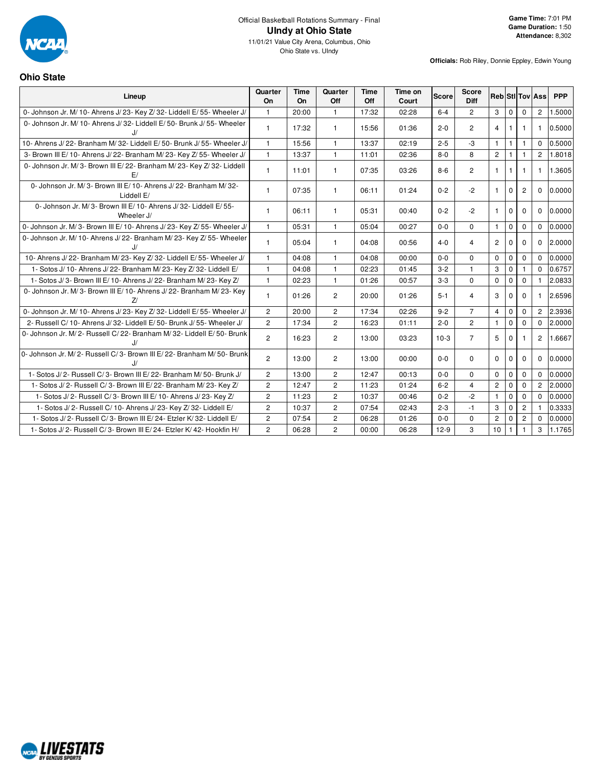Official Basketball Rotations Summary - Final

# UIndy at Ohio State

11/01/21 Value City Arena, Columbus, Ohio

Ohio State vs. UIndy

**Game Time:** 7:01 PM
**Game Duration:** 1:50
**Attendance:** 8,302

**Officials:** Rob Riley, Donnie Eppley, Edwin Young

## Ohio State

| Lineup | Quarter On | Time On | Quarter Off | Time Off | Time on Court | Score | Score Diff | Reb | Stl | Tov | Ass | PPP |
|---|---|---|---|---|---|---|---|---|---|---|---|---|
| 0- Johnson Jr. M/ 10- Ahrens J/ 23- Key Z/ 32- Liddell E/ 55- Wheeler J/ | 1 | 20:00 | 1 | 17:32 | 02:28 | 6-4 | 2 | 3 | 0 | 0 | 2 | 1.5000 |
| 0- Johnson Jr. M/ 10- Ahrens J/ 32- Liddell E/ 50- Brunk J/ 55- Wheeler J/ | 1 | 17:32 | 1 | 15:56 | 01:36 | 2-0 | 2 | 4 | 1 | 1 | 1 | 0.5000 |
| 10- Ahrens J/ 22- Branham M/ 32- Liddell E/ 50- Brunk J/ 55- Wheeler J/ | 1 | 15:56 | 1 | 13:37 | 02:19 | 2-5 | -3 | 1 | 1 | 1 | 0 | 0.5000 |
| 3- Brown III E/ 10- Ahrens J/ 22- Branham M/ 23- Key Z/ 55- Wheeler J/ | 1 | 13:37 | 1 | 11:01 | 02:36 | 8-0 | 8 | 2 | 1 | 1 | 2 | 1.8018 |
| 0- Johnson Jr. M/ 3- Brown III E/ 22- Branham M/ 23- Key Z/ 32- Liddell E/ | 1 | 11:01 | 1 | 07:35 | 03:26 | 8-6 | 2 | 1 | 1 | 1 | 1 | 1.3605 |
| 0- Johnson Jr. M/ 3- Brown III E/ 10- Ahrens J/ 22- Branham M/ 32- Liddell E/ | 1 | 07:35 | 1 | 06:11 | 01:24 | 0-2 | -2 | 1 | 0 | 2 | 0 | 0.0000 |
| 0- Johnson Jr. M/ 3- Brown III E/ 10- Ahrens J/ 32- Liddell E/ 55- Wheeler J/ | 1 | 06:11 | 1 | 05:31 | 00:40 | 0-2 | -2 | 1 | 0 | 0 | 0 | 0.0000 |
| 0- Johnson Jr. M/ 3- Brown III E/ 10- Ahrens J/ 23- Key Z/ 55- Wheeler J/ | 1 | 05:31 | 1 | 05:04 | 00:27 | 0-0 | 0 | 1 | 0 | 0 | 0 | 0.0000 |
| 0- Johnson Jr. M/ 10- Ahrens J/ 22- Branham M/ 23- Key Z/ 55- Wheeler J/ | 1 | 05:04 | 1 | 04:08 | 00:56 | 4-0 | 4 | 2 | 0 | 0 | 0 | 2.0000 |
| 10- Ahrens J/ 22- Branham M/ 23- Key Z/ 32- Liddell E/ 55- Wheeler J/ | 1 | 04:08 | 1 | 04:08 | 00:00 | 0-0 | 0 | 0 | 0 | 0 | 0 | 0.0000 |
| 1- Sotos J/ 10- Ahrens J/ 22- Branham M/ 23- Key Z/ 32- Liddell E/ | 1 | 04:08 | 1 | 02:23 | 01:45 | 3-2 | 1 | 3 | 0 | 1 | 0 | 0.6757 |
| 1- Sotos J/ 3- Brown III E/ 10- Ahrens J/ 22- Branham M/ 23- Key Z/ | 1 | 02:23 | 1 | 01:26 | 00:57 | 3-3 | 0 | 0 | 0 | 0 | 1 | 2.0833 |
| 0- Johnson Jr. M/ 3- Brown III E/ 10- Ahrens J/ 22- Branham M/ 23- Key Z/ | 1 | 01:26 | 2 | 20:00 | 01:26 | 5-1 | 4 | 3 | 0 | 0 | 1 | 2.6596 |
| 0- Johnson Jr. M/ 10- Ahrens J/ 23- Key Z/ 32- Liddell E/ 55- Wheeler J/ | 2 | 20:00 | 2 | 17:34 | 02:26 | 9-2 | 7 | 4 | 0 | 0 | 2 | 2.3936 |
| 2- Russell C/ 10- Ahrens J/ 32- Liddell E/ 50- Brunk J/ 55- Wheeler J/ | 2 | 17:34 | 2 | 16:23 | 01:11 | 2-0 | 2 | 1 | 0 | 0 | 0 | 2.0000 |
| 0- Johnson Jr. M/ 2- Russell C/ 22- Branham M/ 32- Liddell E/ 50- Brunk J/ | 2 | 16:23 | 2 | 13:00 | 03:23 | 10-3 | 7 | 5 | 0 | 1 | 2 | 1.6667 |
| 0- Johnson Jr. M/ 2- Russell C/ 3- Brown III E/ 22- Branham M/ 50- Brunk J/ | 2 | 13:00 | 2 | 13:00 | 00:00 | 0-0 | 0 | 0 | 0 | 0 | 0 | 0.0000 |
| 1- Sotos J/ 2- Russell C/ 3- Brown III E/ 22- Branham M/ 50- Brunk J/ | 2 | 13:00 | 2 | 12:47 | 00:13 | 0-0 | 0 | 0 | 0 | 0 | 0 | 0.0000 |
| 1- Sotos J/ 2- Russell C/ 3- Brown III E/ 22- Branham M/ 23- Key Z/ | 2 | 12:47 | 2 | 11:23 | 01:24 | 6-2 | 4 | 2 | 0 | 0 | 2 | 2.0000 |
| 1- Sotos J/ 2- Russell C/ 3- Brown III E/ 10- Ahrens J/ 23- Key Z/ | 2 | 11:23 | 2 | 10:37 | 00:46 | 0-2 | -2 | 1 | 0 | 0 | 0 | 0.0000 |
| 1- Sotos J/ 2- Russell C/ 10- Ahrens J/ 23- Key Z/ 32- Liddell E/ | 2 | 10:37 | 2 | 07:54 | 02:43 | 2-3 | -1 | 3 | 0 | 2 | 1 | 0.3333 |
| 1- Sotos J/ 2- Russell C/ 3- Brown III E/ 24- Etzler K/ 32- Liddell E/ | 2 | 07:54 | 2 | 06:28 | 01:26 | 0-0 | 0 | 2 | 0 | 2 | 0 | 0.0000 |
| 1- Sotos J/ 2- Russell C/ 3- Brown III E/ 24- Etzler K/ 42- Hookfin H/ | 2 | 06:28 | 2 | 00:00 | 06:28 | 12-9 | 3 | 10 | 1 | 1 | 3 | 1.1765 |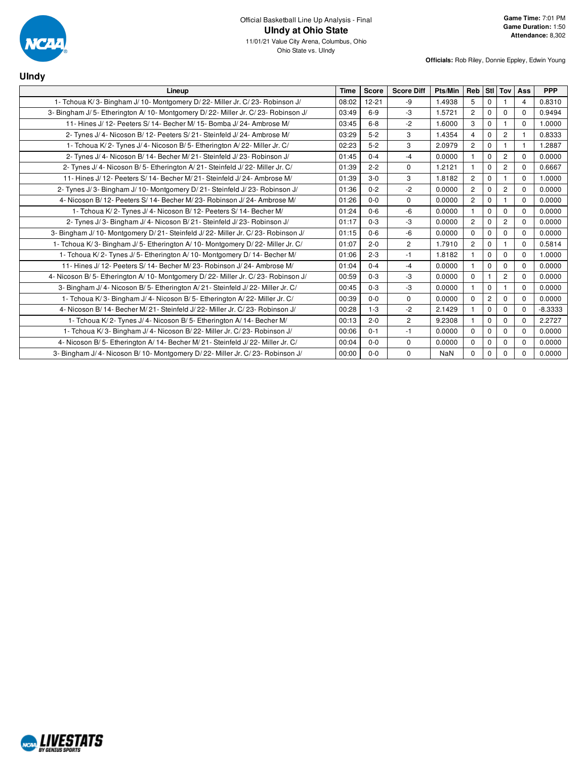Official Basketball Line Up Analysis - Final

# UIndy at Ohio State

11/01/21 Value City Arena, Columbus, Ohio

Ohio State vs. UIndy

**Game Time:** 7:01 PM
**Game Duration:** 1:50
**Attendance:** 8,302

**Officials:** Rob Riley, Donnie Eppley, Edwin Young

## UIndy

| Lineup | Time | Score | Score Diff | Pts/Min | Reb | Stl | Tov | Ass | PPP |
|---|---|---|---|---|---|---|---|---|---|
| 1- Tchoua K/ 3- Bingham J/ 10- Montgomery D/ 22- Miller Jr. C/ 23- Robinson J/ | 08:02 | 12-21 | -9 | 1.4938 | 5 | 0 | 1 | 4 | 0.8310 |
| 3- Bingham J/ 5- Etherington A/ 10- Montgomery D/ 22- Miller Jr. C/ 23- Robinson J/ | 03:49 | 6-9 | -3 | 1.5721 | 2 | 0 | 0 | 0 | 0.9494 |
| 11- Hines J/ 12- Peeters S/ 14- Becher M/ 15- Bomba J/ 24- Ambrose M/ | 03:45 | 6-8 | -2 | 1.6000 | 3 | 0 | 1 | 0 | 1.0000 |
| 2- Tynes J/ 4- Nicoson B/ 12- Peeters S/ 21- Steinfeld J/ 24- Ambrose M/ | 03:29 | 5-2 | 3 | 1.4354 | 4 | 0 | 2 | 1 | 0.8333 |
| 1- Tchoua K/ 2- Tynes J/ 4- Nicoson B/ 5- Etherington A/ 22- Miller Jr. C/ | 02:23 | 5-2 | 3 | 2.0979 | 2 | 0 | 1 | 1 | 1.2887 |
| 2- Tynes J/ 4- Nicoson B/ 14- Becher M/ 21- Steinfeld J/ 23- Robinson J/ | 01:45 | 0-4 | -4 | 0.0000 | 1 | 0 | 2 | 0 | 0.0000 |
| 2- Tynes J/ 4- Nicoson B/ 5- Etherington A/ 21- Steinfeld J/ 22- Miller Jr. C/ | 01:39 | 2-2 | 0 | 1.2121 | 1 | 0 | 2 | 0 | 0.6667 |
| 11- Hines J/ 12- Peeters S/ 14- Becher M/ 21- Steinfeld J/ 24- Ambrose M/ | 01:39 | 3-0 | 3 | 1.8182 | 2 | 0 | 1 | 0 | 1.0000 |
| 2- Tynes J/ 3- Bingham J/ 10- Montgomery D/ 21- Steinfeld J/ 23- Robinson J/ | 01:36 | 0-2 | -2 | 0.0000 | 2 | 0 | 2 | 0 | 0.0000 |
| 4- Nicoson B/ 12- Peeters S/ 14- Becher M/ 23- Robinson J/ 24- Ambrose M/ | 01:26 | 0-0 | 0 | 0.0000 | 2 | 0 | 1 | 0 | 0.0000 |
| 1- Tchoua K/ 2- Tynes J/ 4- Nicoson B/ 12- Peeters S/ 14- Becher M/ | 01:24 | 0-6 | -6 | 0.0000 | 1 | 0 | 0 | 0 | 0.0000 |
| 2- Tynes J/ 3- Bingham J/ 4- Nicoson B/ 21- Steinfeld J/ 23- Robinson J/ | 01:17 | 0-3 | -3 | 0.0000 | 2 | 0 | 2 | 0 | 0.0000 |
| 3- Bingham J/ 10- Montgomery D/ 21- Steinfeld J/ 22- Miller Jr. C/ 23- Robinson J/ | 01:15 | 0-6 | -6 | 0.0000 | 0 | 0 | 0 | 0 | 0.0000 |
| 1- Tchoua K/ 3- Bingham J/ 5- Etherington A/ 10- Montgomery D/ 22- Miller Jr. C/ | 01:07 | 2-0 | 2 | 1.7910 | 2 | 0 | 1 | 0 | 0.5814 |
| 1- Tchoua K/ 2- Tynes J/ 5- Etherington A/ 10- Montgomery D/ 14- Becher M/ | 01:06 | 2-3 | -1 | 1.8182 | 1 | 0 | 0 | 0 | 1.0000 |
| 11- Hines J/ 12- Peeters S/ 14- Becher M/ 23- Robinson J/ 24- Ambrose M/ | 01:04 | 0-4 | -4 | 0.0000 | 1 | 0 | 0 | 0 | 0.0000 |
| 4- Nicoson B/ 5- Etherington A/ 10- Montgomery D/ 22- Miller Jr. C/ 23- Robinson J/ | 00:59 | 0-3 | -3 | 0.0000 | 0 | 1 | 2 | 0 | 0.0000 |
| 3- Bingham J/ 4- Nicoson B/ 5- Etherington A/ 21- Steinfeld J/ 22- Miller Jr. C/ | 00:45 | 0-3 | -3 | 0.0000 | 1 | 0 | 1 | 0 | 0.0000 |
| 1- Tchoua K/ 3- Bingham J/ 4- Nicoson B/ 5- Etherington A/ 22- Miller Jr. C/ | 00:39 | 0-0 | 0 | 0.0000 | 0 | 2 | 0 | 0 | 0.0000 |
| 4- Nicoson B/ 14- Becher M/ 21- Steinfeld J/ 22- Miller Jr. C/ 23- Robinson J/ | 00:28 | 1-3 | -2 | 2.1429 | 1 | 0 | 0 | 0 | -8.3333 |
| 1- Tchoua K/ 2- Tynes J/ 4- Nicoson B/ 5- Etherington A/ 14- Becher M/ | 00:13 | 2-0 | 2 | 9.2308 | 1 | 0 | 0 | 0 | 2.2727 |
| 1- Tchoua K/ 3- Bingham J/ 4- Nicoson B/ 22- Miller Jr. C/ 23- Robinson J/ | 00:06 | 0-1 | -1 | 0.0000 | 0 | 0 | 0 | 0 | 0.0000 |
| 4- Nicoson B/ 5- Etherington A/ 14- Becher M/ 21- Steinfeld J/ 22- Miller Jr. C/ | 00:04 | 0-0 | 0 | 0.0000 | 0 | 0 | 0 | 0 | 0.0000 |
| 3- Bingham J/ 4- Nicoson B/ 10- Montgomery D/ 22- Miller Jr. C/ 23- Robinson J/ | 00:00 | 0-0 | 0 | NaN | 0 | 0 | 0 | 0 | 0.0000 |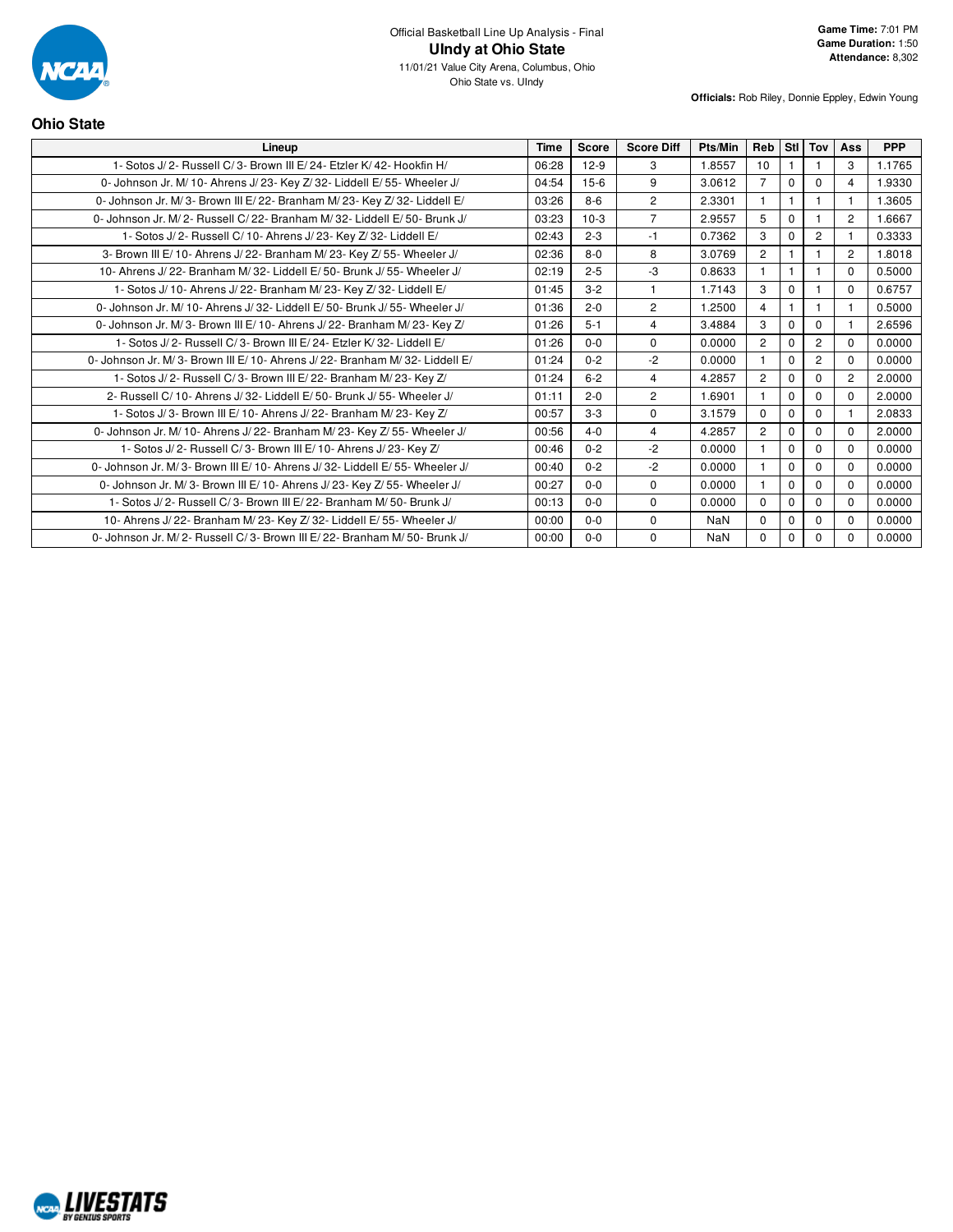Official Basketball Line Up Analysis - Final

# UIndy at Ohio State

11/01/21 Value City Arena, Columbus, Ohio

Ohio State vs. UIndy

**Game Time:** 7:01 PM
**Game Duration:** 1:50
**Attendance:** 8,302

**Officials:** Rob Riley, Donnie Eppley, Edwin Young

## Ohio State

| Lineup | Time | Score | Score Diff | Pts/Min | Reb | Stl | Tov | Ass | PPP |
|---|---|---|---|---|---|---|---|---|---|
| 1- Sotos J/ 2- Russell C/ 3- Brown III E/ 24- Etzler K/ 42- Hookfin H/ | 06:28 | 12-9 | 3 | 1.8557 | 10 | 1 | 1 | 3 | 1.1765 |
| 0- Johnson Jr. M/ 10- Ahrens J/ 23- Key Z/ 32- Liddell E/ 55- Wheeler J/ | 04:54 | 15-6 | 9 | 3.0612 | 7 | 0 | 0 | 4 | 1.9330 |
| 0- Johnson Jr. M/ 3- Brown III E/ 22- Branham M/ 23- Key Z/ 32- Liddell E/ | 03:26 | 8-6 | 2 | 2.3301 | 1 | 1 | 1 | 1 | 1.3605 |
| 0- Johnson Jr. M/ 2- Russell C/ 22- Branham M/ 32- Liddell E/ 50- Brunk J/ | 03:23 | 10-3 | 7 | 2.9557 | 5 | 0 | 1 | 2 | 1.6667 |
| 1- Sotos J/ 2- Russell C/ 10- Ahrens J/ 23- Key Z/ 32- Liddell E/ | 02:43 | 2-3 | -1 | 0.7362 | 3 | 0 | 2 | 1 | 0.3333 |
| 3- Brown III E/ 10- Ahrens J/ 22- Branham M/ 23- Key Z/ 55- Wheeler J/ | 02:36 | 8-0 | 8 | 3.0769 | 2 | 1 | 1 | 2 | 1.8018 |
| 10- Ahrens J/ 22- Branham M/ 32- Liddell E/ 50- Brunk J/ 55- Wheeler J/ | 02:19 | 2-5 | -3 | 0.8633 | 1 | 1 | 1 | 0 | 0.5000 |
| 1- Sotos J/ 10- Ahrens J/ 22- Branham M/ 23- Key Z/ 32- Liddell E/ | 01:45 | 3-2 | 1 | 1.7143 | 3 | 0 | 1 | 0 | 0.6757 |
| 0- Johnson Jr. M/ 10- Ahrens J/ 32- Liddell E/ 50- Brunk J/ 55- Wheeler J/ | 01:36 | 2-0 | 2 | 1.2500 | 4 | 1 | 1 | 1 | 0.5000 |
| 0- Johnson Jr. M/ 3- Brown III E/ 10- Ahrens J/ 22- Branham M/ 23- Key Z/ | 01:26 | 5-1 | 4 | 3.4884 | 3 | 0 | 0 | 1 | 2.6596 |
| 1- Sotos J/ 2- Russell C/ 3- Brown III E/ 24- Etzler K/ 32- Liddell E/ | 01:26 | 0-0 | 0 | 0.0000 | 2 | 0 | 2 | 0 | 0.0000 |
| 0- Johnson Jr. M/ 3- Brown III E/ 10- Ahrens J/ 22- Branham M/ 32- Liddell E/ | 01:24 | 0-2 | -2 | 0.0000 | 1 | 0 | 2 | 0 | 0.0000 |
| 1- Sotos J/ 2- Russell C/ 3- Brown III E/ 22- Branham M/ 23- Key Z/ | 01:24 | 6-2 | 4 | 4.2857 | 2 | 0 | 0 | 2 | 2.0000 |
| 2- Russell C/ 10- Ahrens J/ 32- Liddell E/ 50- Brunk J/ 55- Wheeler J/ | 01:11 | 2-0 | 2 | 1.6901 | 1 | 0 | 0 | 0 | 2.0000 |
| 1- Sotos J/ 3- Brown III E/ 10- Ahrens J/ 22- Branham M/ 23- Key Z/ | 00:57 | 3-3 | 0 | 3.1579 | 0 | 0 | 0 | 1 | 2.0833 |
| 0- Johnson Jr. M/ 10- Ahrens J/ 22- Branham M/ 23- Key Z/ 55- Wheeler J/ | 00:56 | 4-0 | 4 | 4.2857 | 2 | 0 | 0 | 0 | 2.0000 |
| 1- Sotos J/ 2- Russell C/ 3- Brown III E/ 10- Ahrens J/ 23- Key Z/ | 00:46 | 0-2 | -2 | 0.0000 | 1 | 0 | 0 | 0 | 0.0000 |
| 0- Johnson Jr. M/ 3- Brown III E/ 10- Ahrens J/ 32- Liddell E/ 55- Wheeler J/ | 00:40 | 0-2 | -2 | 0.0000 | 1 | 0 | 0 | 0 | 0.0000 |
| 0- Johnson Jr. M/ 3- Brown III E/ 10- Ahrens J/ 23- Key Z/ 55- Wheeler J/ | 00:27 | 0-0 | 0 | 0.0000 | 1 | 0 | 0 | 0 | 0.0000 |
| 1- Sotos J/ 2- Russell C/ 3- Brown III E/ 22- Branham M/ 50- Brunk J/ | 00:13 | 0-0 | 0 | 0.0000 | 0 | 0 | 0 | 0 | 0.0000 |
| 10- Ahrens J/ 22- Branham M/ 23- Key Z/ 32- Liddell E/ 55- Wheeler J/ | 00:00 | 0-0 | 0 | NaN | 0 | 0 | 0 | 0 | 0.0000 |
| 0- Johnson Jr. M/ 2- Russell C/ 3- Brown III E/ 22- Branham M/ 50- Brunk J/ | 00:00 | 0-0 | 0 | NaN | 0 | 0 | 0 | 0 | 0.0000 |